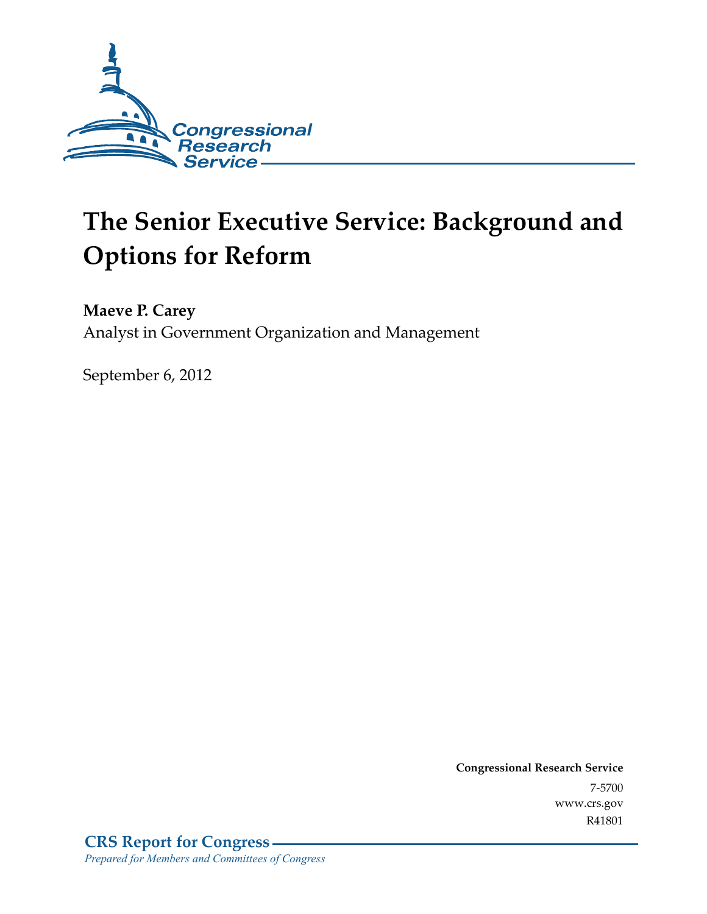Congressional Research Service

# The Senior Executive Service: Background and Options for Reform

**Maeve P. Carey**
Analyst in Government Organization and Management

September 6, 2012

**Congressional Research Service**
7-5700
www.crs.gov
R41801

**CRS Report for Congress**
*Prepared for Members and Committees of Congress*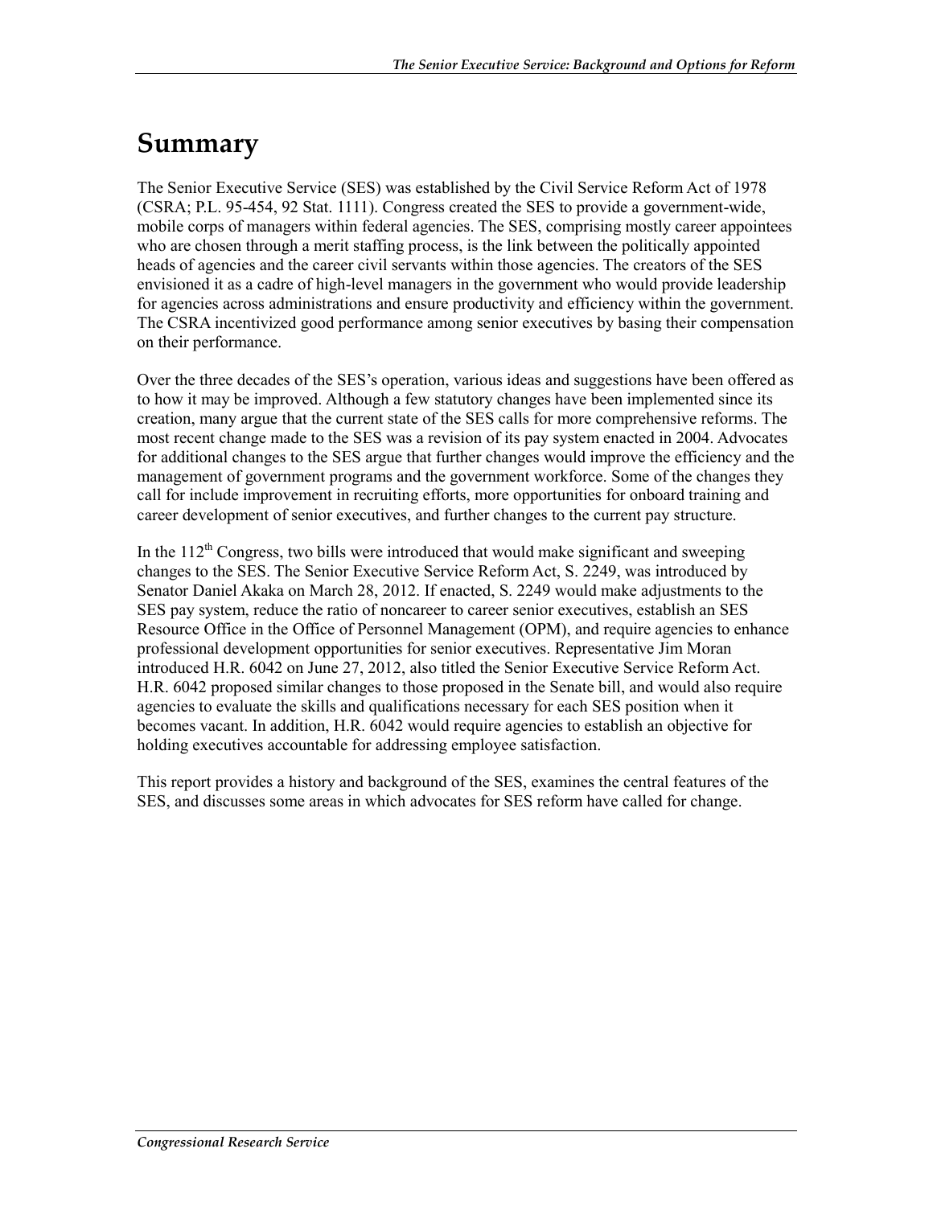# Summary

The Senior Executive Service (SES) was established by the Civil Service Reform Act of 1978 (CSRA; P.L. 95-454, 92 Stat. 1111). Congress created the SES to provide a government-wide, mobile corps of managers within federal agencies. The SES, comprising mostly career appointees who are chosen through a merit staffing process, is the link between the politically appointed heads of agencies and the career civil servants within those agencies. The creators of the SES envisioned it as a cadre of high-level managers in the government who would provide leadership for agencies across administrations and ensure productivity and efficiency within the government. The CSRA incentivized good performance among senior executives by basing their compensation on their performance.

Over the three decades of the SES's operation, various ideas and suggestions have been offered as to how it may be improved. Although a few statutory changes have been implemented since its creation, many argue that the current state of the SES calls for more comprehensive reforms. The most recent change made to the SES was a revision of its pay system enacted in 2004. Advocates for additional changes to the SES argue that further changes would improve the efficiency and the management of government programs and the government workforce. Some of the changes they call for include improvement in recruiting efforts, more opportunities for onboard training and career development of senior executives, and further changes to the current pay structure.

In the 112th Congress, two bills were introduced that would make significant and sweeping changes to the SES. The Senior Executive Service Reform Act, S. 2249, was introduced by Senator Daniel Akaka on March 28, 2012. If enacted, S. 2249 would make adjustments to the SES pay system, reduce the ratio of noncareer to career senior executives, establish an SES Resource Office in the Office of Personnel Management (OPM), and require agencies to enhance professional development opportunities for senior executives. Representative Jim Moran introduced H.R. 6042 on June 27, 2012, also titled the Senior Executive Service Reform Act. H.R. 6042 proposed similar changes to those proposed in the Senate bill, and would also require agencies to evaluate the skills and qualifications necessary for each SES position when it becomes vacant. In addition, H.R. 6042 would require agencies to establish an objective for holding executives accountable for addressing employee satisfaction.

This report provides a history and background of the SES, examines the central features of the SES, and discusses some areas in which advocates for SES reform have called for change.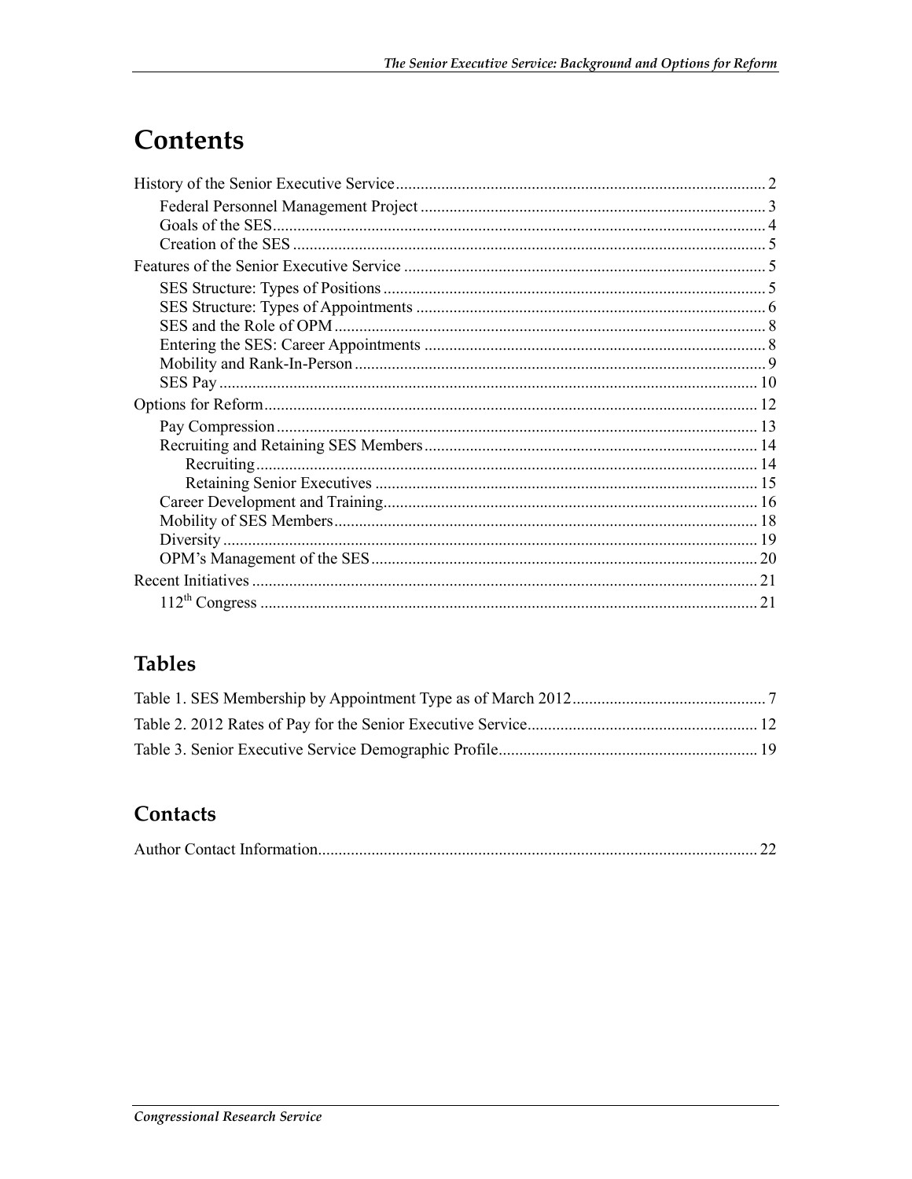# Contents

History of the Senior Executive Service ........................................................................................ 2

- Federal Personnel Management Project .................................................................................. 3
- Goals of the SES ...................................................................................................................... 4
- Creation of the SES ................................................................................................................. 5

Features of the Senior Executive Service ...................................................................................... 5

- SES Structure: Types of Positions ........................................................................................... 5
- SES Structure: Types of Appointments ................................................................................... 6
- SES and the Role of OPM ....................................................................................................... 8
- Entering the SES: Career Appointments ................................................................................. 8
- Mobility and Rank-In-Person .................................................................................................. 9
- SES Pay ................................................................................................................................. 10

Options for Reform ...................................................................................................................... 12

- Pay Compression .................................................................................................................... 13
- Recruiting and Retaining SES Members ................................................................................ 14
    - Recruiting ......................................................................................................................... 14
    - Retaining Senior Executives ............................................................................................ 15
- Career Development and Training .......................................................................................... 16
- Mobility of SES Members ...................................................................................................... 18
- Diversity ................................................................................................................................ 19
- OPM's Management of the SES ............................................................................................. 20

Recent Initiatives .......................................................................................................................... 21

- 112th Congress ....................................................................................................................... 21

## Tables

Table 1. SES Membership by Appointment Type as of March 2012 ............................................... 7

Table 2. 2012 Rates of Pay for the Senior Executive Service ....................................................... 12

Table 3. Senior Executive Service Demographic Profile .............................................................. 19

## Contacts

Author Contact Information .......................................................................................................... 22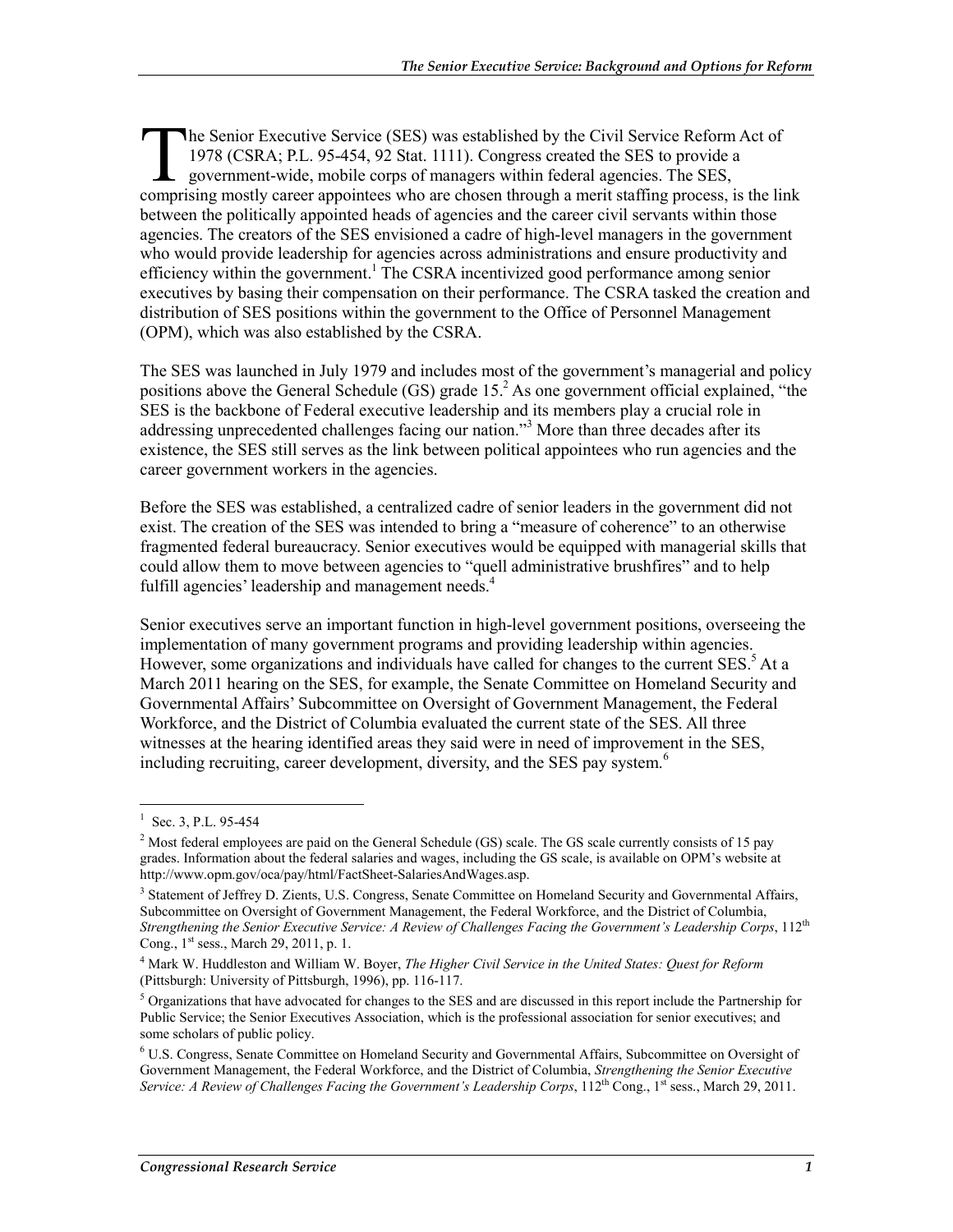The Senior Executive Service (SES) was established by the Civil Service Reform Act of 1978 (CSRA; P.L. 95-454, 92 Stat. 1111). Congress created the SES to provide a government-wide, mobile corps of managers within federal agencies. The SES, comprising mostly career appointees who are chosen through a merit staffing process, is the link between the politically appointed heads of agencies and the career civil servants within those agencies. The creators of the SES envisioned a cadre of high-level managers in the government who would provide leadership for agencies across administrations and ensure productivity and efficiency within the government.[1] The CSRA incentivized good performance among senior executives by basing their compensation on their performance. The CSRA tasked the creation and distribution of SES positions within the government to the Office of Personnel Management (OPM), which was also established by the CSRA.

The SES was launched in July 1979 and includes most of the government's managerial and policy positions above the General Schedule (GS) grade 15.[2] As one government official explained, "the SES is the backbone of Federal executive leadership and its members play a crucial role in addressing unprecedented challenges facing our nation."[3] More than three decades after its existence, the SES still serves as the link between political appointees who run agencies and the career government workers in the agencies.

Before the SES was established, a centralized cadre of senior leaders in the government did not exist. The creation of the SES was intended to bring a "measure of coherence" to an otherwise fragmented federal bureaucracy. Senior executives would be equipped with managerial skills that could allow them to move between agencies to "quell administrative brushfires" and to help fulfill agencies' leadership and management needs.[4]

Senior executives serve an important function in high-level government positions, overseeing the implementation of many government programs and providing leadership within agencies. However, some organizations and individuals have called for changes to the current SES.[5] At a March 2011 hearing on the SES, for example, the Senate Committee on Homeland Security and Governmental Affairs' Subcommittee on Oversight of Government Management, the Federal Workforce, and the District of Columbia evaluated the current state of the SES. All three witnesses at the hearing identified areas they said were in need of improvement in the SES, including recruiting, career development, diversity, and the SES pay system.[6]

---

[1] Sec. 3, P.L. 95-454

[2] Most federal employees are paid on the General Schedule (GS) scale. The GS scale currently consists of 15 pay grades. Information about the federal salaries and wages, including the GS scale, is available on OPM's website at http://www.opm.gov/oca/pay/html/FactSheet-SalariesAndWages.asp.

[3] Statement of Jeffrey D. Zients, U.S. Congress, Senate Committee on Homeland Security and Governmental Affairs, Subcommittee on Oversight of Government Management, the Federal Workforce, and the District of Columbia, *Strengthening the Senior Executive Service: A Review of Challenges Facing the Government's Leadership Corps*, 112th Cong., 1st sess., March 29, 2011, p. 1.

[4] Mark W. Huddleston and William W. Boyer, *The Higher Civil Service in the United States: Quest for Reform* (Pittsburgh: University of Pittsburgh, 1996), pp. 116-117.

[5] Organizations that have advocated for changes to the SES and are discussed in this report include the Partnership for Public Service; the Senior Executives Association, which is the professional association for senior executives; and some scholars of public policy.

[6] U.S. Congress, Senate Committee on Homeland Security and Governmental Affairs, Subcommittee on Oversight of Government Management, the Federal Workforce, and the District of Columbia, *Strengthening the Senior Executive Service: A Review of Challenges Facing the Government's Leadership Corps*, 112th Cong., 1st sess., March 29, 2011.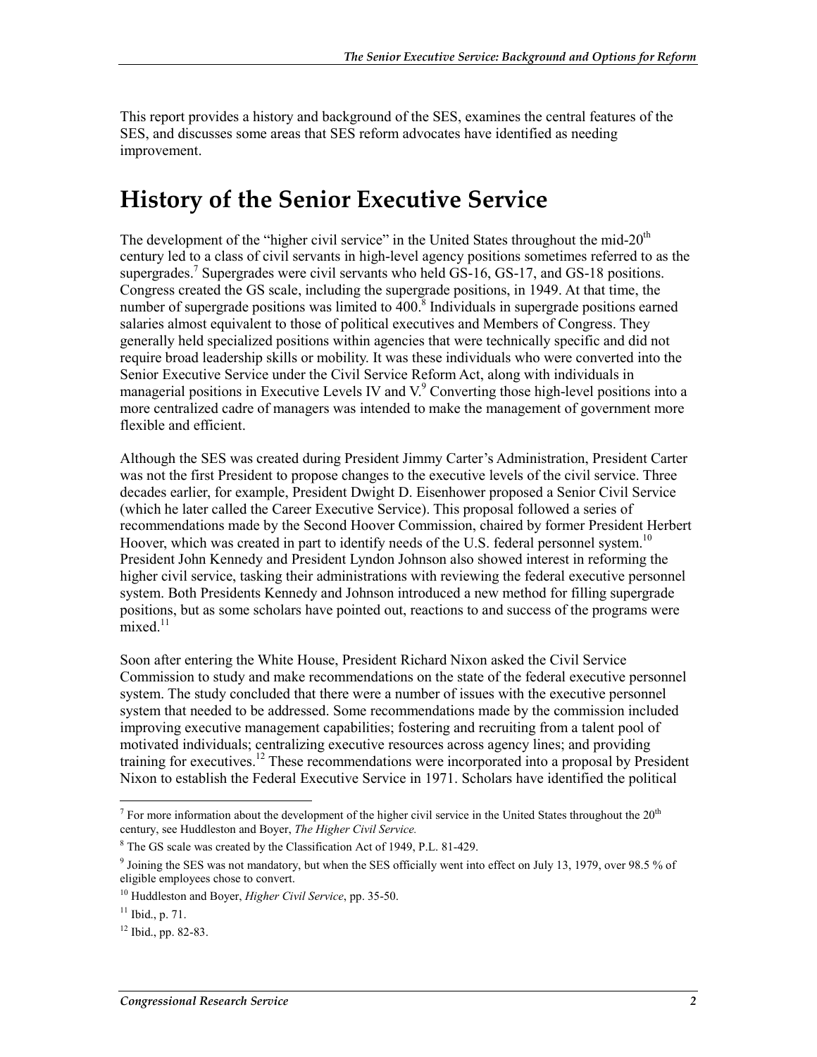This report provides a history and background of the SES, examines the central features of the SES, and discusses some areas that SES reform advocates have identified as needing improvement.

# History of the Senior Executive Service

The development of the "higher civil service" in the United States throughout the mid-20th century led to a class of civil servants in high-level agency positions sometimes referred to as the supergrades.[7] Supergrades were civil servants who held GS-16, GS-17, and GS-18 positions. Congress created the GS scale, including the supergrade positions, in 1949. At that time, the number of supergrade positions was limited to 400.[8] Individuals in supergrade positions earned salaries almost equivalent to those of political executives and Members of Congress. They generally held specialized positions within agencies that were technically specific and did not require broad leadership skills or mobility. It was these individuals who were converted into the Senior Executive Service under the Civil Service Reform Act, along with individuals in managerial positions in Executive Levels IV and V.[9] Converting those high-level positions into a more centralized cadre of managers was intended to make the management of government more flexible and efficient.

Although the SES was created during President Jimmy Carter's Administration, President Carter was not the first President to propose changes to the executive levels of the civil service. Three decades earlier, for example, President Dwight D. Eisenhower proposed a Senior Civil Service (which he later called the Career Executive Service). This proposal followed a series of recommendations made by the Second Hoover Commission, chaired by former President Herbert Hoover, which was created in part to identify needs of the U.S. federal personnel system.[10] President John Kennedy and President Lyndon Johnson also showed interest in reforming the higher civil service, tasking their administrations with reviewing the federal executive personnel system. Both Presidents Kennedy and Johnson introduced a new method for filling supergrade positions, but as some scholars have pointed out, reactions to and success of the programs were mixed.[11]

Soon after entering the White House, President Richard Nixon asked the Civil Service Commission to study and make recommendations on the state of the federal executive personnel system. The study concluded that there were a number of issues with the executive personnel system that needed to be addressed. Some recommendations made by the commission included improving executive management capabilities; fostering and recruiting from a talent pool of motivated individuals; centralizing executive resources across agency lines; and providing training for executives.[12] These recommendations were incorporated into a proposal by President Nixon to establish the Federal Executive Service in 1971. Scholars have identified the political

---

[7] For more information about the development of the higher civil service in the United States throughout the 20th century, see Huddleston and Boyer, *The Higher Civil Service.*

[8] The GS scale was created by the Classification Act of 1949, P.L. 81-429.

[9] Joining the SES was not mandatory, but when the SES officially went into effect on July 13, 1979, over 98.5 % of eligible employees chose to convert.

[10] Huddleston and Boyer, *Higher Civil Service*, pp. 35-50.

[11] Ibid., p. 71.

[12] Ibid., pp. 82-83.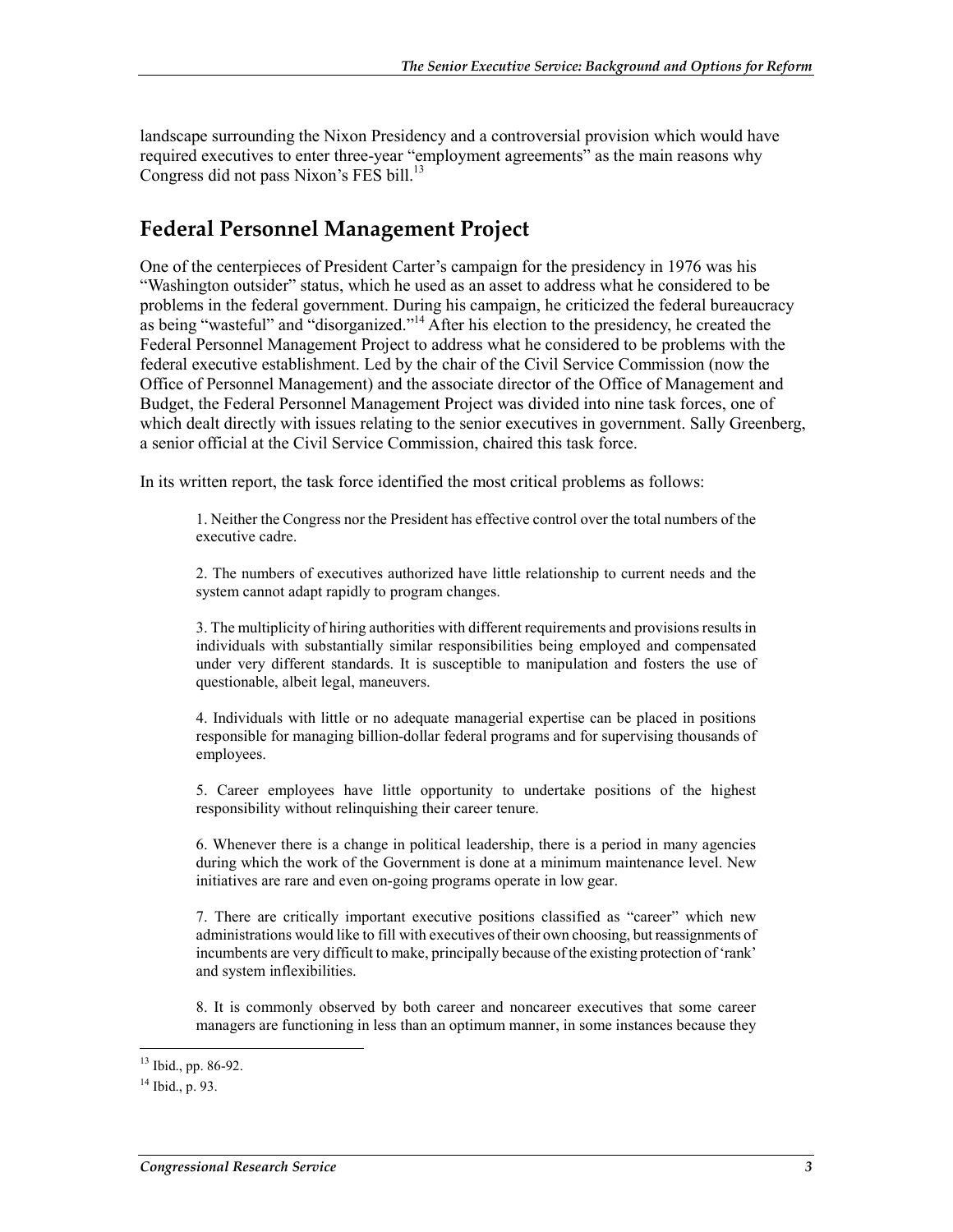landscape surrounding the Nixon Presidency and a controversial provision which would have required executives to enter three-year "employment agreements" as the main reasons why Congress did not pass Nixon's FES bill.[13]

## Federal Personnel Management Project

One of the centerpieces of President Carter's campaign for the presidency in 1976 was his "Washington outsider" status, which he used as an asset to address what he considered to be problems in the federal government. During his campaign, he criticized the federal bureaucracy as being "wasteful" and "disorganized."[14] After his election to the presidency, he created the Federal Personnel Management Project to address what he considered to be problems with the federal executive establishment. Led by the chair of the Civil Service Commission (now the Office of Personnel Management) and the associate director of the Office of Management and Budget, the Federal Personnel Management Project was divided into nine task forces, one of which dealt directly with issues relating to the senior executives in government. Sally Greenberg, a senior official at the Civil Service Commission, chaired this task force.

In its written report, the task force identified the most critical problems as follows:

> 1. Neither the Congress nor the President has effective control over the total numbers of the executive cadre.
>
> 2. The numbers of executives authorized have little relationship to current needs and the system cannot adapt rapidly to program changes.
>
> 3. The multiplicity of hiring authorities with different requirements and provisions results in individuals with substantially similar responsibilities being employed and compensated under very different standards. It is susceptible to manipulation and fosters the use of questionable, albeit legal, maneuvers.
>
> 4. Individuals with little or no adequate managerial expertise can be placed in positions responsible for managing billion-dollar federal programs and for supervising thousands of employees.
>
> 5. Career employees have little opportunity to undertake positions of the highest responsibility without relinquishing their career tenure.
>
> 6. Whenever there is a change in political leadership, there is a period in many agencies during which the work of the Government is done at a minimum maintenance level. New initiatives are rare and even on-going programs operate in low gear.
>
> 7. There are critically important executive positions classified as "career" which new administrations would like to fill with executives of their own choosing, but reassignments of incumbents are very difficult to make, principally because of the existing protection of 'rank' and system inflexibilities.
>
> 8. It is commonly observed by both career and noncareer executives that some career managers are functioning in less than an optimum manner, in some instances because they

[13] Ibid., pp. 86-92.

[14] Ibid., p. 93.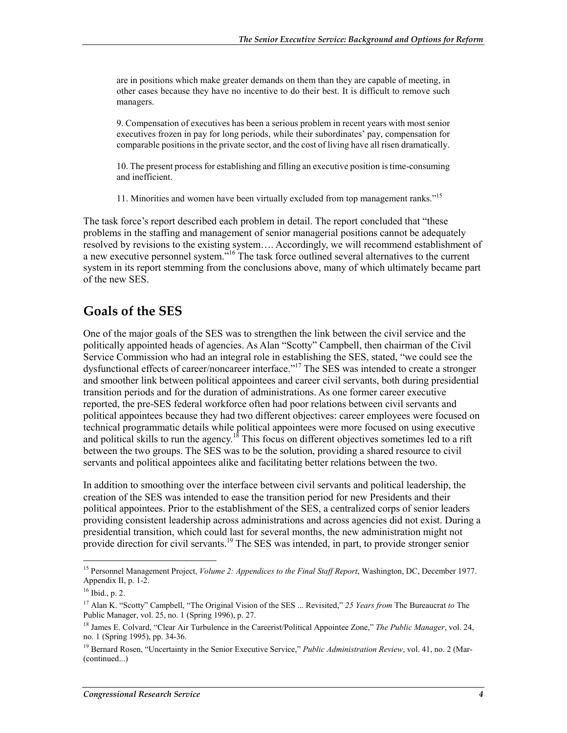are in positions which make greater demands on them than they are capable of meeting, in other cases because they have no incentive to do their best. It is difficult to remove such managers.

9. Compensation of executives has been a serious problem in recent years with most senior executives frozen in pay for long periods, while their subordinates' pay, compensation for comparable positions in the private sector, and the cost of living have all risen dramatically.

10. The present process for establishing and filling an executive position is time-consuming and inefficient.

11. Minorities and women have been virtually excluded from top management ranks."[15]

The task force's report described each problem in detail. The report concluded that "these problems in the staffing and management of senior managerial positions cannot be adequately resolved by revisions to the existing system…. Accordingly, we will recommend establishment of a new executive personnel system."[16] The task force outlined several alternatives to the current system in its report stemming from the conclusions above, many of which ultimately became part of the new SES.

## Goals of the SES

One of the major goals of the SES was to strengthen the link between the civil service and the politically appointed heads of agencies. As Alan "Scotty" Campbell, then chairman of the Civil Service Commission who had an integral role in establishing the SES, stated, "we could see the dysfunctional effects of career/noncareer interface."[17] The SES was intended to create a stronger and smoother link between political appointees and career civil servants, both during presidential transition periods and for the duration of administrations. As one former career executive reported, the pre-SES federal workforce often had poor relations between civil servants and political appointees because they had two different objectives: career employees were focused on technical programmatic details while political appointees were more focused on using executive and political skills to run the agency.[18] This focus on different objectives sometimes led to a rift between the two groups. The SES was to be the solution, providing a shared resource to civil servants and political appointees alike and facilitating better relations between the two.

In addition to smoothing over the interface between civil servants and political leadership, the creation of the SES was intended to ease the transition period for new Presidents and their political appointees. Prior to the establishment of the SES, a centralized corps of senior leaders providing consistent leadership across administrations and across agencies did not exist. During a presidential transition, which could last for several months, the new administration might not provide direction for civil servants.[19] The SES was intended, in part, to provide stronger senior

---

[15] Personnel Management Project, *Volume 2: Appendices to the Final Staff Report*, Washington, DC, December 1977. Appendix II, p. 1-2.

[16] Ibid., p. 2.

[17] Alan K. "Scotty" Campbell, "The Original Vision of the SES ... Revisited," *25 Years from* The Bureaucrat *to* The Public Manager, vol. 25, no. 1 (Spring 1996), p. 27.

[18] James E. Colvard, "Clear Air Turbulence in the Careerist/Political Appointee Zone," *The Public Manager*, vol. 24, no. 1 (Spring 1995), pp. 34-36.

[19] Bernard Rosen, "Uncertainty in the Senior Executive Service," *Public Administration Review*, vol. 41, no. 2 (Mar-(continued...)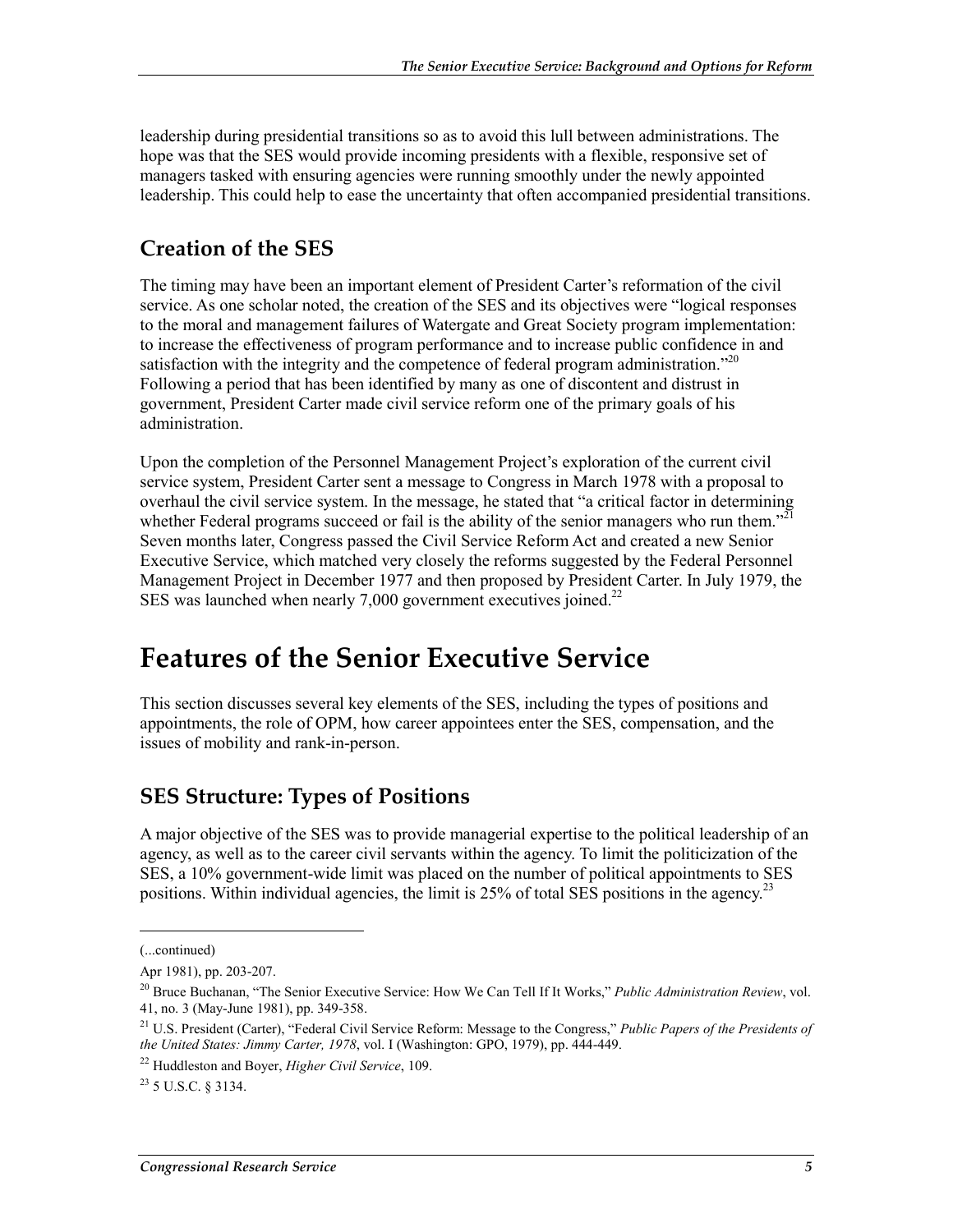leadership during presidential transitions so as to avoid this lull between administrations. The hope was that the SES would provide incoming presidents with a flexible, responsive set of managers tasked with ensuring agencies were running smoothly under the newly appointed leadership. This could help to ease the uncertainty that often accompanied presidential transitions.

## Creation of the SES

The timing may have been an important element of President Carter's reformation of the civil service. As one scholar noted, the creation of the SES and its objectives were "logical responses to the moral and management failures of Watergate and Great Society program implementation: to increase the effectiveness of program performance and to increase public confidence in and satisfaction with the integrity and the competence of federal program administration."[20] Following a period that has been identified by many as one of discontent and distrust in government, President Carter made civil service reform one of the primary goals of his administration.

Upon the completion of the Personnel Management Project's exploration of the current civil service system, President Carter sent a message to Congress in March 1978 with a proposal to overhaul the civil service system. In the message, he stated that "a critical factor in determining whether Federal programs succeed or fail is the ability of the senior managers who run them."[21] Seven months later, Congress passed the Civil Service Reform Act and created a new Senior Executive Service, which matched very closely the reforms suggested by the Federal Personnel Management Project in December 1977 and then proposed by President Carter. In July 1979, the SES was launched when nearly 7,000 government executives joined.[22]

# Features of the Senior Executive Service

This section discusses several key elements of the SES, including the types of positions and appointments, the role of OPM, how career appointees enter the SES, compensation, and the issues of mobility and rank-in-person.

## SES Structure: Types of Positions

A major objective of the SES was to provide managerial expertise to the political leadership of an agency, as well as to the career civil servants within the agency. To limit the politicization of the SES, a 10% government-wide limit was placed on the number of political appointments to SES positions. Within individual agencies, the limit is 25% of total SES positions in the agency.[23]

(...continued)

Apr 1981), pp. 203-207.

[20] Bruce Buchanan, "The Senior Executive Service: How We Can Tell If It Works," *Public Administration Review*, vol. 41, no. 3 (May-June 1981), pp. 349-358.

[21] U.S. President (Carter), "Federal Civil Service Reform: Message to the Congress," *Public Papers of the Presidents of the United States: Jimmy Carter, 1978*, vol. I (Washington: GPO, 1979), pp. 444-449.

[22] Huddleston and Boyer, *Higher Civil Service*, 109.

[23] 5 U.S.C. § 3134.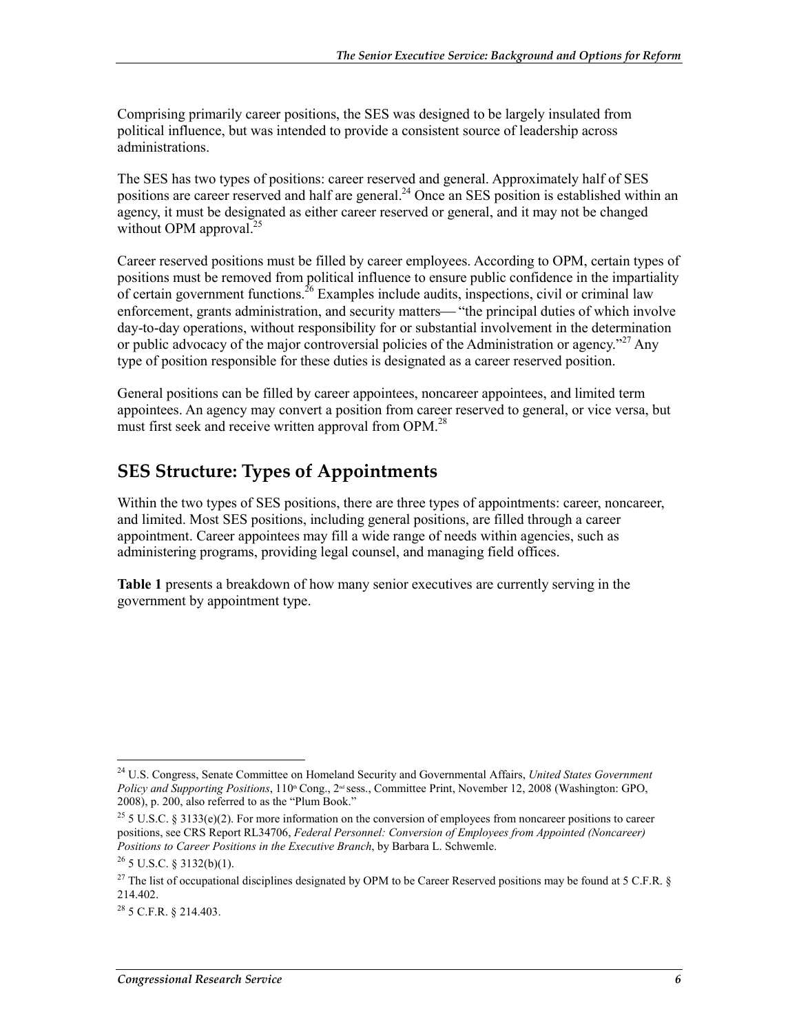Comprising primarily career positions, the SES was designed to be largely insulated from political influence, but was intended to provide a consistent source of leadership across administrations.

The SES has two types of positions: career reserved and general. Approximately half of SES positions are career reserved and half are general.[24] Once an SES position is established within an agency, it must be designated as either career reserved or general, and it may not be changed without OPM approval.[25]

Career reserved positions must be filled by career employees. According to OPM, certain types of positions must be removed from political influence to ensure public confidence in the impartiality of certain government functions.[26] Examples include audits, inspections, civil or criminal law enforcement, grants administration, and security matters— "the principal duties of which involve day-to-day operations, without responsibility for or substantial involvement in the determination or public advocacy of the major controversial policies of the Administration or agency."[27] Any type of position responsible for these duties is designated as a career reserved position.

General positions can be filled by career appointees, noncareer appointees, and limited term appointees. An agency may convert a position from career reserved to general, or vice versa, but must first seek and receive written approval from OPM.[28]

## SES Structure: Types of Appointments

Within the two types of SES positions, there are three types of appointments: career, noncareer, and limited. Most SES positions, including general positions, are filled through a career appointment. Career appointees may fill a wide range of needs within agencies, such as administering programs, providing legal counsel, and managing field offices.

**Table 1** presents a breakdown of how many senior executives are currently serving in the government by appointment type.

---

[24] U.S. Congress, Senate Committee on Homeland Security and Governmental Affairs, *United States Government Policy and Supporting Positions*, 110th Cong., 2nd sess., Committee Print, November 12, 2008 (Washington: GPO, 2008), p. 200, also referred to as the "Plum Book."

[25] 5 U.S.C. § 3133(e)(2). For more information on the conversion of employees from noncareer positions to career positions, see CRS Report RL34706, *Federal Personnel: Conversion of Employees from Appointed (Noncareer) Positions to Career Positions in the Executive Branch*, by Barbara L. Schwemle.

[26] 5 U.S.C. § 3132(b)(1).

[27] The list of occupational disciplines designated by OPM to be Career Reserved positions may be found at 5 C.F.R. § 214.402.

[28] 5 C.F.R. § 214.403.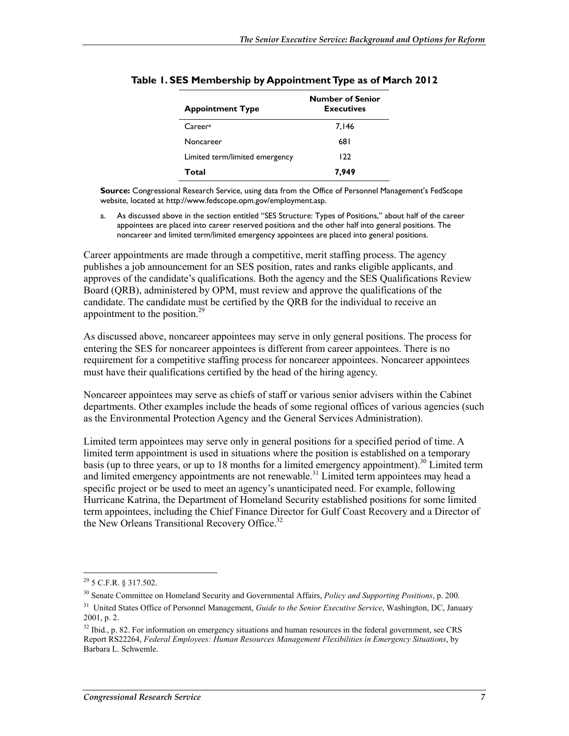**Table 1. SES Membership by Appointment Type as of March 2012**

| Appointment Type | Number of Senior Executives |
|---|---|
| Career[a] | 7,146 |
| Noncareer | 681 |
| Limited term/limited emergency | 122 |
| **Total** | **7,949** |

**Source:** Congressional Research Service, using data from the Office of Personnel Management's FedScope website, located at http://www.fedscope.opm.gov/employment.asp.

a. As discussed above in the section entitled "SES Structure: Types of Positions," about half of the career appointees are placed into career reserved positions and the other half into general positions. The noncareer and limited term/limited emergency appointees are placed into general positions.

Career appointments are made through a competitive, merit staffing process. The agency publishes a job announcement for an SES position, rates and ranks eligible applicants, and approves of the candidate's qualifications. Both the agency and the SES Qualifications Review Board (QRB), administered by OPM, must review and approve the qualifications of the candidate. The candidate must be certified by the QRB for the individual to receive an appointment to the position.[29]

As discussed above, noncareer appointees may serve in only general positions. The process for entering the SES for noncareer appointees is different from career appointees. There is no requirement for a competitive staffing process for noncareer appointees. Noncareer appointees must have their qualifications certified by the head of the hiring agency.

Noncareer appointees may serve as chiefs of staff or various senior advisers within the Cabinet departments. Other examples include the heads of some regional offices of various agencies (such as the Environmental Protection Agency and the General Services Administration).

Limited term appointees may serve only in general positions for a specified period of time. A limited term appointment is used in situations where the position is established on a temporary basis (up to three years, or up to 18 months for a limited emergency appointment).[30] Limited term and limited emergency appointments are not renewable.[31] Limited term appointees may head a specific project or be used to meet an agency's unanticipated need. For example, following Hurricane Katrina, the Department of Homeland Security established positions for some limited term appointees, including the Chief Finance Director for Gulf Coast Recovery and a Director of the New Orleans Transitional Recovery Office.[32]

---

[29] 5 C.F.R. § 317.502.

[30] Senate Committee on Homeland Security and Governmental Affairs, *Policy and Supporting Positions*, p. 200.

[31] United States Office of Personnel Management, *Guide to the Senior Executive Service*, Washington, DC, January 2001, p. 2.

[32] Ibid., p. 82. For information on emergency situations and human resources in the federal government, see CRS Report RS22264, *Federal Employees: Human Resources Management Flexibilities in Emergency Situations*, by Barbara L. Schwemle.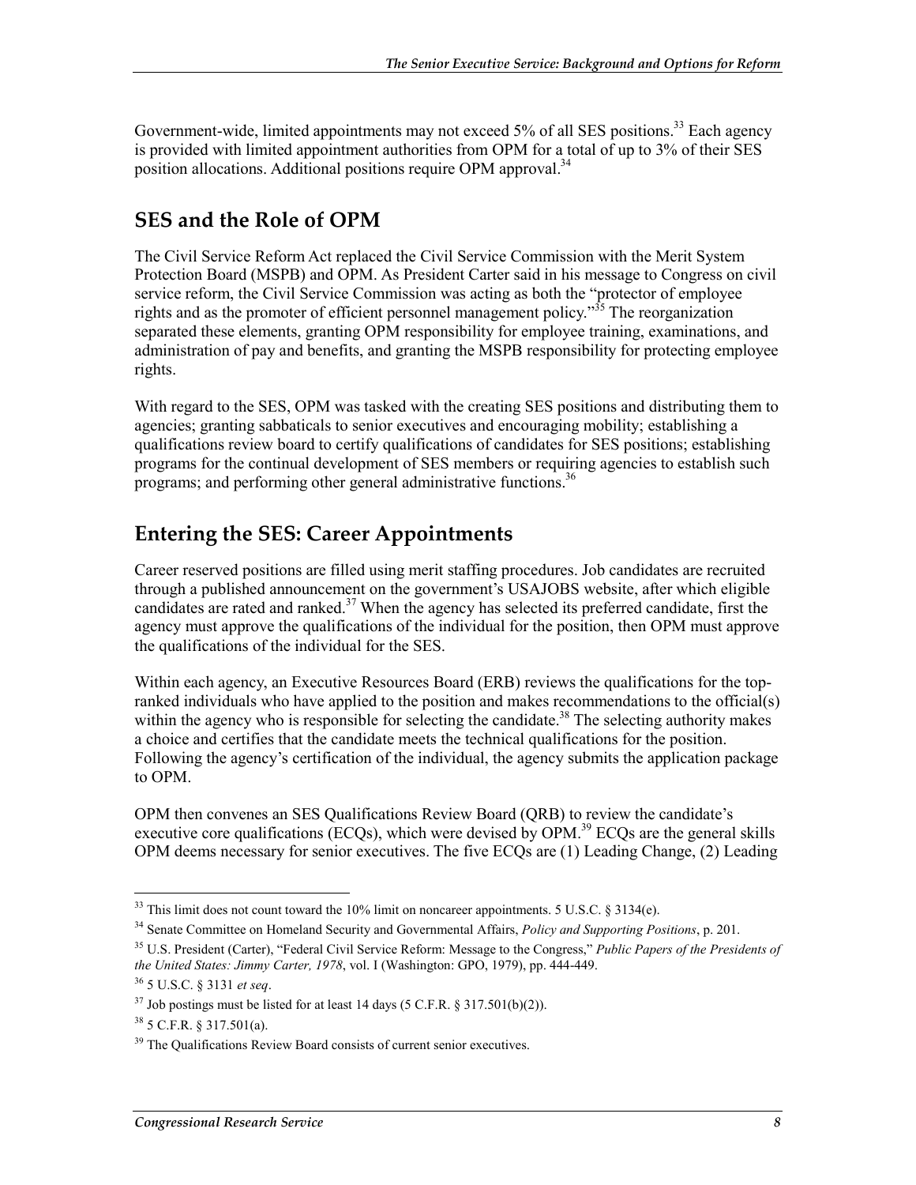Government-wide, limited appointments may not exceed 5% of all SES positions.[33] Each agency is provided with limited appointment authorities from OPM for a total of up to 3% of their SES position allocations. Additional positions require OPM approval.[34]

## SES and the Role of OPM

The Civil Service Reform Act replaced the Civil Service Commission with the Merit System Protection Board (MSPB) and OPM. As President Carter said in his message to Congress on civil service reform, the Civil Service Commission was acting as both the "protector of employee rights and as the promoter of efficient personnel management policy."[35] The reorganization separated these elements, granting OPM responsibility for employee training, examinations, and administration of pay and benefits, and granting the MSPB responsibility for protecting employee rights.

With regard to the SES, OPM was tasked with the creating SES positions and distributing them to agencies; granting sabbaticals to senior executives and encouraging mobility; establishing a qualifications review board to certify qualifications of candidates for SES positions; establishing programs for the continual development of SES members or requiring agencies to establish such programs; and performing other general administrative functions.[36]

## Entering the SES: Career Appointments

Career reserved positions are filled using merit staffing procedures. Job candidates are recruited through a published announcement on the government's USAJOBS website, after which eligible candidates are rated and ranked.[37] When the agency has selected its preferred candidate, first the agency must approve the qualifications of the individual for the position, then OPM must approve the qualifications of the individual for the SES.

Within each agency, an Executive Resources Board (ERB) reviews the qualifications for the top-ranked individuals who have applied to the position and makes recommendations to the official(s) within the agency who is responsible for selecting the candidate.[38] The selecting authority makes a choice and certifies that the candidate meets the technical qualifications for the position. Following the agency's certification of the individual, the agency submits the application package to OPM.

OPM then convenes an SES Qualifications Review Board (QRB) to review the candidate's executive core qualifications (ECQs), which were devised by OPM.[39] ECQs are the general skills OPM deems necessary for senior executives. The five ECQs are (1) Leading Change, (2) Leading

---

[33] This limit does not count toward the 10% limit on noncareer appointments. 5 U.S.C. § 3134(e).

[34] Senate Committee on Homeland Security and Governmental Affairs, *Policy and Supporting Positions*, p. 201.

[35] U.S. President (Carter), "Federal Civil Service Reform: Message to the Congress," *Public Papers of the Presidents of the United States: Jimmy Carter, 1978*, vol. I (Washington: GPO, 1979), pp. 444-449.

[36] 5 U.S.C. § 3131 *et seq*.

[37] Job postings must be listed for at least 14 days (5 C.F.R. § 317.501(b)(2)).

[38] 5 C.F.R. § 317.501(a).

[39] The Qualifications Review Board consists of current senior executives.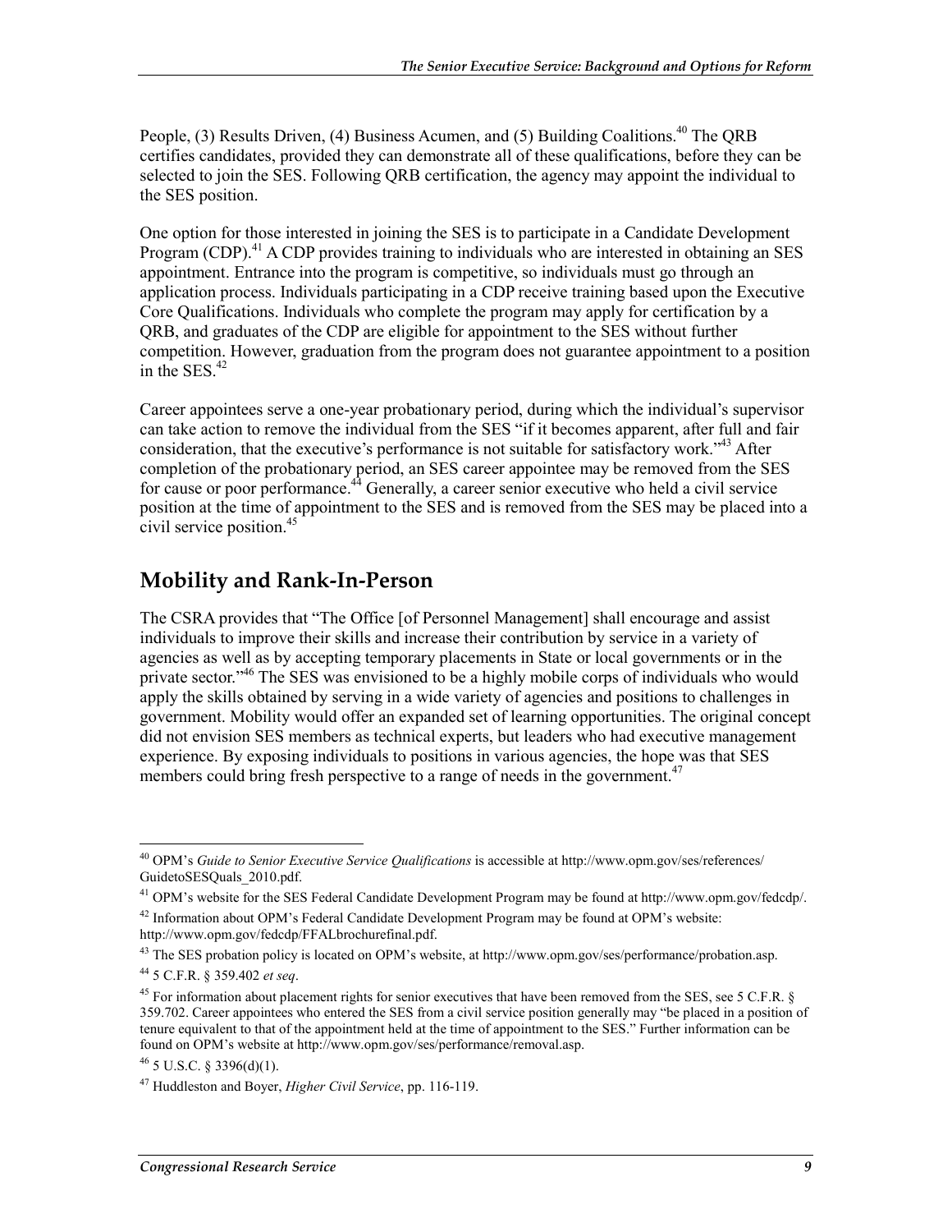People, (3) Results Driven, (4) Business Acumen, and (5) Building Coalitions.[40] The QRB certifies candidates, provided they can demonstrate all of these qualifications, before they can be selected to join the SES. Following QRB certification, the agency may appoint the individual to the SES position.

One option for those interested in joining the SES is to participate in a Candidate Development Program (CDP).[41] A CDP provides training to individuals who are interested in obtaining an SES appointment. Entrance into the program is competitive, so individuals must go through an application process. Individuals participating in a CDP receive training based upon the Executive Core Qualifications. Individuals who complete the program may apply for certification by a QRB, and graduates of the CDP are eligible for appointment to the SES without further competition. However, graduation from the program does not guarantee appointment to a position in the SES.[42]

Career appointees serve a one-year probationary period, during which the individual's supervisor can take action to remove the individual from the SES "if it becomes apparent, after full and fair consideration, that the executive's performance is not suitable for satisfactory work."[43] After completion of the probationary period, an SES career appointee may be removed from the SES for cause or poor performance.[44] Generally, a career senior executive who held a civil service position at the time of appointment to the SES and is removed from the SES may be placed into a civil service position.[45]

## Mobility and Rank-In-Person

The CSRA provides that "The Office [of Personnel Management] shall encourage and assist individuals to improve their skills and increase their contribution by service in a variety of agencies as well as by accepting temporary placements in State or local governments or in the private sector."[46] The SES was envisioned to be a highly mobile corps of individuals who would apply the skills obtained by serving in a wide variety of agencies and positions to challenges in government. Mobility would offer an expanded set of learning opportunities. The original concept did not envision SES members as technical experts, but leaders who had executive management experience. By exposing individuals to positions in various agencies, the hope was that SES members could bring fresh perspective to a range of needs in the government.[47]

---

[40] OPM's *Guide to Senior Executive Service Qualifications* is accessible at http://www.opm.gov/ses/references/GuidetoSESQuals_2010.pdf.

[41] OPM's website for the SES Federal Candidate Development Program may be found at http://www.opm.gov/fedcdp/.

[42] Information about OPM's Federal Candidate Development Program may be found at OPM's website: http://www.opm.gov/fedcdp/FFALbrochurefinal.pdf.

[43] The SES probation policy is located on OPM's website, at http://www.opm.gov/ses/performance/probation.asp.

[44] 5 C.F.R. § 359.402 *et seq*.

[45] For information about placement rights for senior executives that have been removed from the SES, see 5 C.F.R. § 359.702. Career appointees who entered the SES from a civil service position generally may "be placed in a position of tenure equivalent to that of the appointment held at the time of appointment to the SES." Further information can be found on OPM's website at http://www.opm.gov/ses/performance/removal.asp.

[46] 5 U.S.C. § 3396(d)(1).

[47] Huddleston and Boyer, *Higher Civil Service*, pp. 116-119.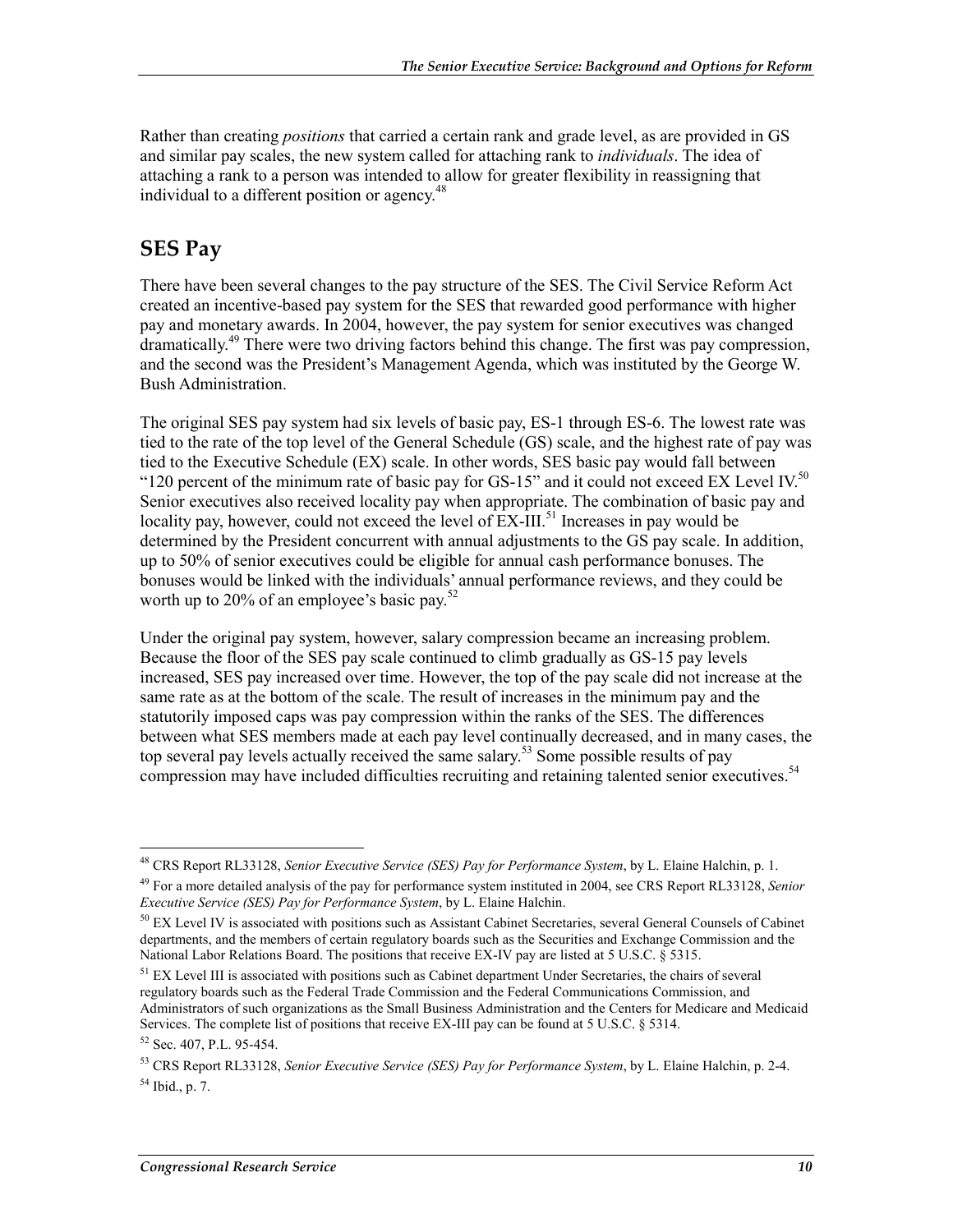Rather than creating *positions* that carried a certain rank and grade level, as are provided in GS and similar pay scales, the new system called for attaching rank to *individuals*. The idea of attaching a rank to a person was intended to allow for greater flexibility in reassigning that individual to a different position or agency.[48]

## SES Pay

There have been several changes to the pay structure of the SES. The Civil Service Reform Act created an incentive-based pay system for the SES that rewarded good performance with higher pay and monetary awards. In 2004, however, the pay system for senior executives was changed dramatically.[49] There were two driving factors behind this change. The first was pay compression, and the second was the President's Management Agenda, which was instituted by the George W. Bush Administration.

The original SES pay system had six levels of basic pay, ES-1 through ES-6. The lowest rate was tied to the rate of the top level of the General Schedule (GS) scale, and the highest rate of pay was tied to the Executive Schedule (EX) scale. In other words, SES basic pay would fall between "120 percent of the minimum rate of basic pay for GS-15" and it could not exceed EX Level IV.[50] Senior executives also received locality pay when appropriate. The combination of basic pay and locality pay, however, could not exceed the level of EX-III.[51] Increases in pay would be determined by the President concurrent with annual adjustments to the GS pay scale. In addition, up to 50% of senior executives could be eligible for annual cash performance bonuses. The bonuses would be linked with the individuals' annual performance reviews, and they could be worth up to 20% of an employee's basic pay.[52]

Under the original pay system, however, salary compression became an increasing problem. Because the floor of the SES pay scale continued to climb gradually as GS-15 pay levels increased, SES pay increased over time. However, the top of the pay scale did not increase at the same rate as at the bottom of the scale. The result of increases in the minimum pay and the statutorily imposed caps was pay compression within the ranks of the SES. The differences between what SES members made at each pay level continually decreased, and in many cases, the top several pay levels actually received the same salary.[53] Some possible results of pay compression may have included difficulties recruiting and retaining talented senior executives.[54]

---

[48] CRS Report RL33128, *Senior Executive Service (SES) Pay for Performance System*, by L. Elaine Halchin, p. 1.

[49] For a more detailed analysis of the pay for performance system instituted in 2004, see CRS Report RL33128, *Senior Executive Service (SES) Pay for Performance System*, by L. Elaine Halchin.

[50] EX Level IV is associated with positions such as Assistant Cabinet Secretaries, several General Counsels of Cabinet departments, and the members of certain regulatory boards such as the Securities and Exchange Commission and the National Labor Relations Board. The positions that receive EX-IV pay are listed at 5 U.S.C. § 5315.

[51] EX Level III is associated with positions such as Cabinet department Under Secretaries, the chairs of several regulatory boards such as the Federal Trade Commission and the Federal Communications Commission, and Administrators of such organizations as the Small Business Administration and the Centers for Medicare and Medicaid Services. The complete list of positions that receive EX-III pay can be found at 5 U.S.C. § 5314.

[52] Sec. 407, P.L. 95-454.

[53] CRS Report RL33128, *Senior Executive Service (SES) Pay for Performance System*, by L. Elaine Halchin, p. 2-4.

[54] Ibid., p. 7.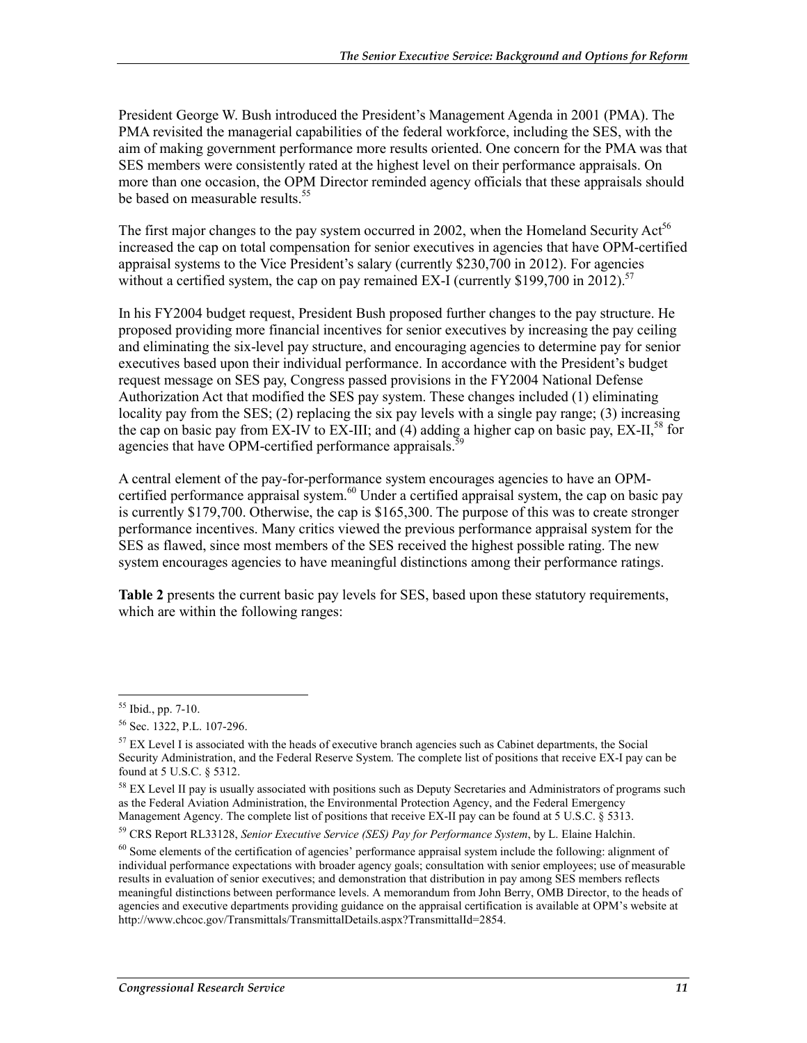President George W. Bush introduced the President's Management Agenda in 2001 (PMA). The PMA revisited the managerial capabilities of the federal workforce, including the SES, with the aim of making government performance more results oriented. One concern for the PMA was that SES members were consistently rated at the highest level on their performance appraisals. On more than one occasion, the OPM Director reminded agency officials that these appraisals should be based on measurable results.[55]

The first major changes to the pay system occurred in 2002, when the Homeland Security Act[56] increased the cap on total compensation for senior executives in agencies that have OPM-certified appraisal systems to the Vice President's salary (currently $230,700 in 2012). For agencies without a certified system, the cap on pay remained EX-I (currently $199,700 in 2012).[57]

In his FY2004 budget request, President Bush proposed further changes to the pay structure. He proposed providing more financial incentives for senior executives by increasing the pay ceiling and eliminating the six-level pay structure, and encouraging agencies to determine pay for senior executives based upon their individual performance. In accordance with the President's budget request message on SES pay, Congress passed provisions in the FY2004 National Defense Authorization Act that modified the SES pay system. These changes included (1) eliminating locality pay from the SES; (2) replacing the six pay levels with a single pay range; (3) increasing the cap on basic pay from EX-IV to EX-III; and (4) adding a higher cap on basic pay, EX-II,[58] for agencies that have OPM-certified performance appraisals.[59]

A central element of the pay-for-performance system encourages agencies to have an OPM-certified performance appraisal system.[60] Under a certified appraisal system, the cap on basic pay is currently $179,700. Otherwise, the cap is $165,300. The purpose of this was to create stronger performance incentives. Many critics viewed the previous performance appraisal system for the SES as flawed, since most members of the SES received the highest possible rating. The new system encourages agencies to have meaningful distinctions among their performance ratings.

**Table 2** presents the current basic pay levels for SES, based upon these statutory requirements, which are within the following ranges:

---

[55] Ibid., pp. 7-10.

[56] Sec. 1322, P.L. 107-296.

[57] EX Level I is associated with the heads of executive branch agencies such as Cabinet departments, the Social Security Administration, and the Federal Reserve System. The complete list of positions that receive EX-I pay can be found at 5 U.S.C. § 5312.

[58] EX Level II pay is usually associated with positions such as Deputy Secretaries and Administrators of programs such as the Federal Aviation Administration, the Environmental Protection Agency, and the Federal Emergency Management Agency. The complete list of positions that receive EX-II pay can be found at 5 U.S.C. § 5313.

[59] CRS Report RL33128, *Senior Executive Service (SES) Pay for Performance System*, by L. Elaine Halchin.

[60] Some elements of the certification of agencies' performance appraisal system include the following: alignment of individual performance expectations with broader agency goals; consultation with senior employees; use of measurable results in evaluation of senior executives; and demonstration that distribution in pay among SES members reflects meaningful distinctions between performance levels. A memorandum from John Berry, OMB Director, to the heads of agencies and executive departments providing guidance on the appraisal certification is available at OPM's website at http://www.chcoc.gov/Transmittals/TransmittalDetails.aspx?TransmittalId=2854.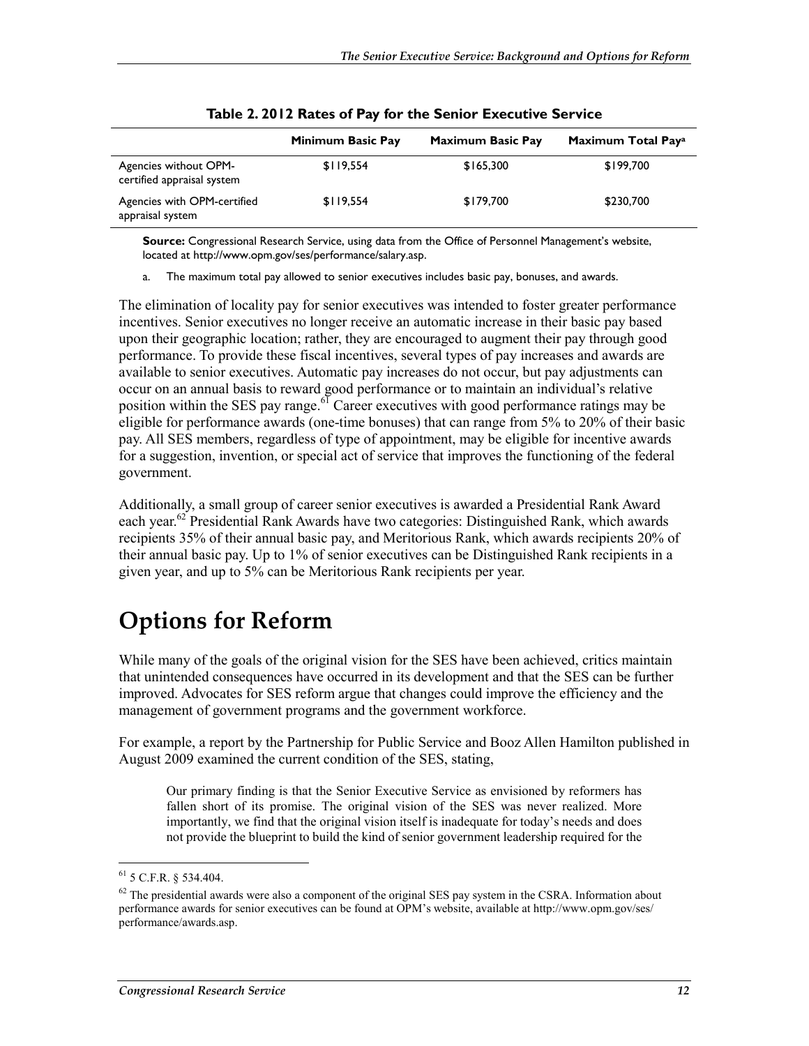**Table 2. 2012 Rates of Pay for the Senior Executive Service**

| | Minimum Basic Pay | Maximum Basic Pay | Maximum Total Pay[a] |
|---|---|---|---|
| Agencies without OPM-certified appraisal system | $119,554 | $165,300 | $199,700 |
| Agencies with OPM-certified appraisal system | $119,554 | $179,700 | $230,700 |

**Source:** Congressional Research Service, using data from the Office of Personnel Management's website, located at http://www.opm.gov/ses/performance/salary.asp.

a. The maximum total pay allowed to senior executives includes basic pay, bonuses, and awards.

The elimination of locality pay for senior executives was intended to foster greater performance incentives. Senior executives no longer receive an automatic increase in their basic pay based upon their geographic location; rather, they are encouraged to augment their pay through good performance. To provide these fiscal incentives, several types of pay increases and awards are available to senior executives. Automatic pay increases do not occur, but pay adjustments can occur on an annual basis to reward good performance or to maintain an individual's relative position within the SES pay range.[61] Career executives with good performance ratings may be eligible for performance awards (one-time bonuses) that can range from 5% to 20% of their basic pay. All SES members, regardless of type of appointment, may be eligible for incentive awards for a suggestion, invention, or special act of service that improves the functioning of the federal government.

Additionally, a small group of career senior executives is awarded a Presidential Rank Award each year.[62] Presidential Rank Awards have two categories: Distinguished Rank, which awards recipients 35% of their annual basic pay, and Meritorious Rank, which awards recipients 20% of their annual basic pay. Up to 1% of senior executives can be Distinguished Rank recipients in a given year, and up to 5% can be Meritorious Rank recipients per year.

# Options for Reform

While many of the goals of the original vision for the SES have been achieved, critics maintain that unintended consequences have occurred in its development and that the SES can be further improved. Advocates for SES reform argue that changes could improve the efficiency and the management of government programs and the government workforce.

For example, a report by the Partnership for Public Service and Booz Allen Hamilton published in August 2009 examined the current condition of the SES, stating,

> Our primary finding is that the Senior Executive Service as envisioned by reformers has fallen short of its promise. The original vision of the SES was never realized. More importantly, we find that the original vision itself is inadequate for today's needs and does not provide the blueprint to build the kind of senior government leadership required for the

---

[61] 5 C.F.R. § 534.404.

[62] The presidential awards were also a component of the original SES pay system in the CSRA. Information about performance awards for senior executives can be found at OPM's website, available at http://www.opm.gov/ses/performance/awards.asp.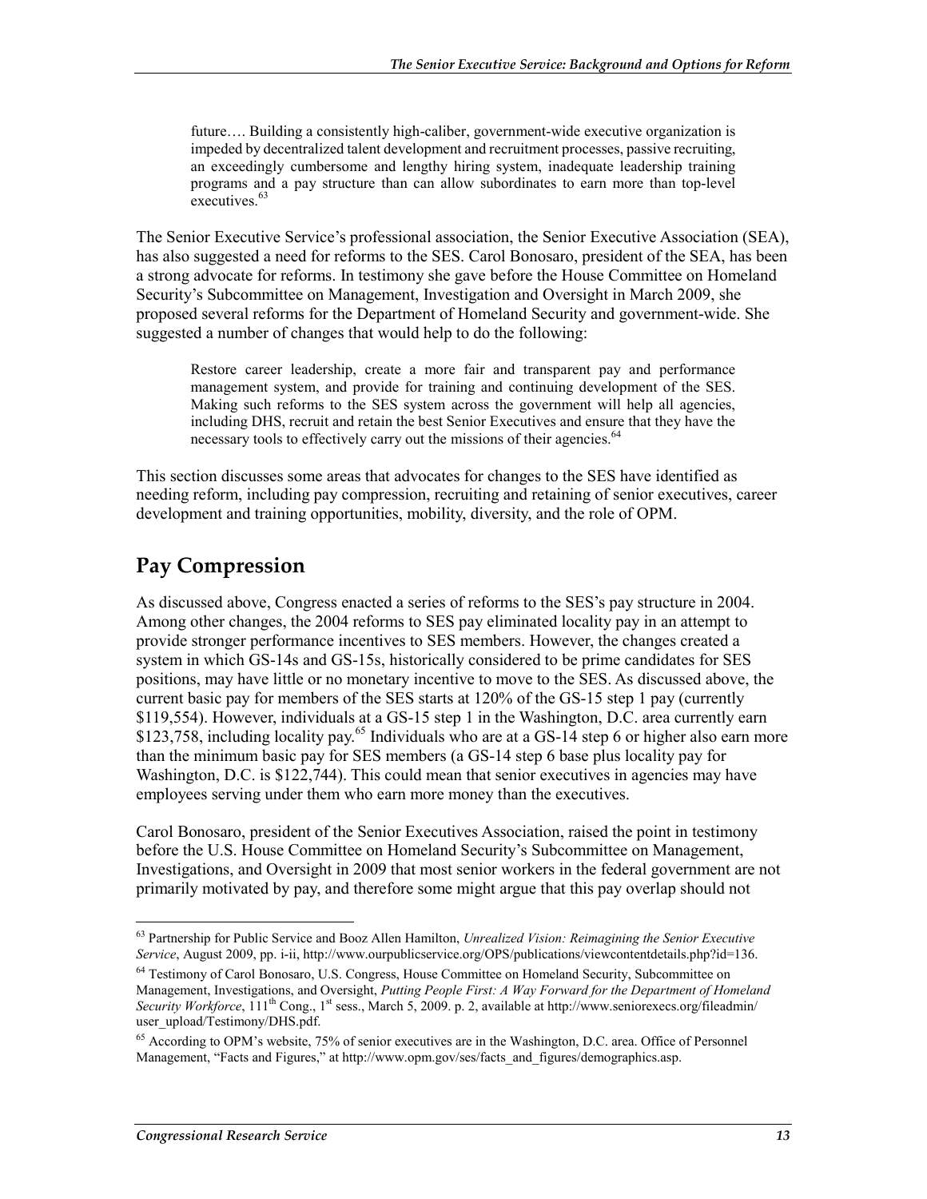> future…. Building a consistently high-caliber, government-wide executive organization is impeded by decentralized talent development and recruitment processes, passive recruiting, an exceedingly cumbersome and lengthy hiring system, inadequate leadership training programs and a pay structure than can allow subordinates to earn more than top-level executives.[63]

The Senior Executive Service's professional association, the Senior Executive Association (SEA), has also suggested a need for reforms to the SES. Carol Bonosaro, president of the SEA, has been a strong advocate for reforms. In testimony she gave before the House Committee on Homeland Security's Subcommittee on Management, Investigation and Oversight in March 2009, she proposed several reforms for the Department of Homeland Security and government-wide. She suggested a number of changes that would help to do the following:

> Restore career leadership, create a more fair and transparent pay and performance management system, and provide for training and continuing development of the SES. Making such reforms to the SES system across the government will help all agencies, including DHS, recruit and retain the best Senior Executives and ensure that they have the necessary tools to effectively carry out the missions of their agencies.[64]

This section discusses some areas that advocates for changes to the SES have identified as needing reform, including pay compression, recruiting and retaining of senior executives, career development and training opportunities, mobility, diversity, and the role of OPM.

## Pay Compression

As discussed above, Congress enacted a series of reforms to the SES's pay structure in 2004. Among other changes, the 2004 reforms to SES pay eliminated locality pay in an attempt to provide stronger performance incentives to SES members. However, the changes created a system in which GS-14s and GS-15s, historically considered to be prime candidates for SES positions, may have little or no monetary incentive to move to the SES. As discussed above, the current basic pay for members of the SES starts at 120% of the GS-15 step 1 pay (currently $119,554). However, individuals at a GS-15 step 1 in the Washington, D.C. area currently earn $123,758, including locality pay.[65] Individuals who are at a GS-14 step 6 or higher also earn more than the minimum basic pay for SES members (a GS-14 step 6 base plus locality pay for Washington, D.C. is $122,744). This could mean that senior executives in agencies may have employees serving under them who earn more money than the executives.

Carol Bonosaro, president of the Senior Executives Association, raised the point in testimony before the U.S. House Committee on Homeland Security's Subcommittee on Management, Investigations, and Oversight in 2009 that most senior workers in the federal government are not primarily motivated by pay, and therefore some might argue that this pay overlap should not

---

[63] Partnership for Public Service and Booz Allen Hamilton, *Unrealized Vision: Reimagining the Senior Executive Service*, August 2009, pp. i-ii, http://www.ourpublicservice.org/OPS/publications/viewcontentdetails.php?id=136.

[64] Testimony of Carol Bonosaro, U.S. Congress, House Committee on Homeland Security, Subcommittee on Management, Investigations, and Oversight, *Putting People First: A Way Forward for the Department of Homeland Security Workforce*, 111th Cong., 1st sess., March 5, 2009. p. 2, available at http://www.seniorexecs.org/fileadmin/user_upload/Testimony/DHS.pdf.

[65] According to OPM's website, 75% of senior executives are in the Washington, D.C. area. Office of Personnel Management, "Facts and Figures," at http://www.opm.gov/ses/facts_and_figures/demographics.asp.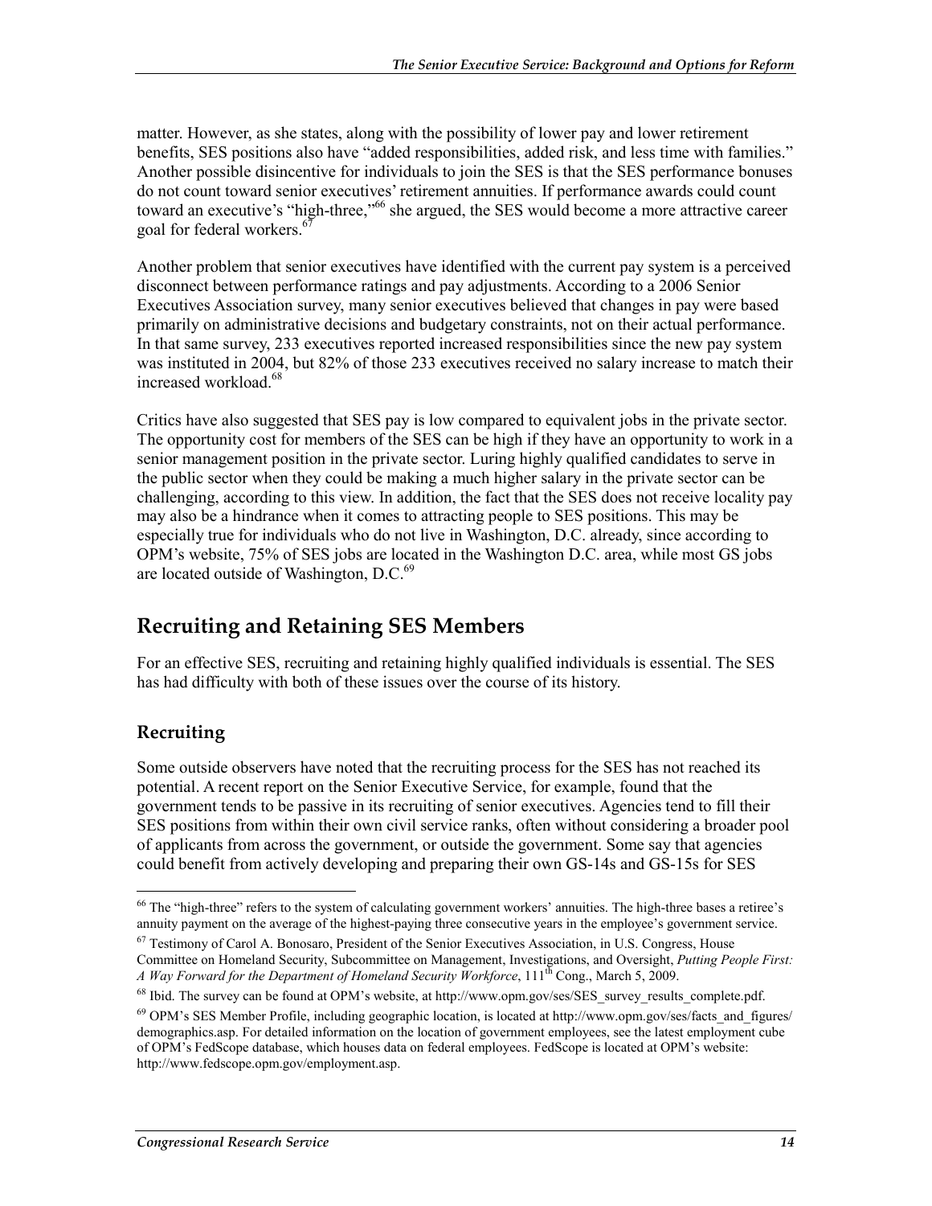matter. However, as she states, along with the possibility of lower pay and lower retirement benefits, SES positions also have "added responsibilities, added risk, and less time with families." Another possible disincentive for individuals to join the SES is that the SES performance bonuses do not count toward senior executives' retirement annuities. If performance awards could count toward an executive's "high-three,"[66] she argued, the SES would become a more attractive career goal for federal workers.[67]

Another problem that senior executives have identified with the current pay system is a perceived disconnect between performance ratings and pay adjustments. According to a 2006 Senior Executives Association survey, many senior executives believed that changes in pay were based primarily on administrative decisions and budgetary constraints, not on their actual performance. In that same survey, 233 executives reported increased responsibilities since the new pay system was instituted in 2004, but 82% of those 233 executives received no salary increase to match their increased workload.[68]

Critics have also suggested that SES pay is low compared to equivalent jobs in the private sector. The opportunity cost for members of the SES can be high if they have an opportunity to work in a senior management position in the private sector. Luring highly qualified candidates to serve in the public sector when they could be making a much higher salary in the private sector can be challenging, according to this view. In addition, the fact that the SES does not receive locality pay may also be a hindrance when it comes to attracting people to SES positions. This may be especially true for individuals who do not live in Washington, D.C. already, since according to OPM's website, 75% of SES jobs are located in the Washington D.C. area, while most GS jobs are located outside of Washington, D.C.[69]

## Recruiting and Retaining SES Members

For an effective SES, recruiting and retaining highly qualified individuals is essential. The SES has had difficulty with both of these issues over the course of its history.

### Recruiting

Some outside observers have noted that the recruiting process for the SES has not reached its potential. A recent report on the Senior Executive Service, for example, found that the government tends to be passive in its recruiting of senior executives. Agencies tend to fill their SES positions from within their own civil service ranks, often without considering a broader pool of applicants from across the government, or outside the government. Some say that agencies could benefit from actively developing and preparing their own GS-14s and GS-15s for SES

---

[66] The "high-three" refers to the system of calculating government workers' annuities. The high-three bases a retiree's annuity payment on the average of the highest-paying three consecutive years in the employee's government service.

[67] Testimony of Carol A. Bonosaro, President of the Senior Executives Association, in U.S. Congress, House Committee on Homeland Security, Subcommittee on Management, Investigations, and Oversight, *Putting People First: A Way Forward for the Department of Homeland Security Workforce*, 111th Cong., March 5, 2009.

[68] Ibid. The survey can be found at OPM's website, at http://www.opm.gov/ses/SES_survey_results_complete.pdf.

[69] OPM's SES Member Profile, including geographic location, is located at http://www.opm.gov/ses/facts_and_figures/demographics.asp. For detailed information on the location of government employees, see the latest employment cube of OPM's FedScope database, which houses data on federal employees. FedScope is located at OPM's website: http://www.fedscope.opm.gov/employment.asp.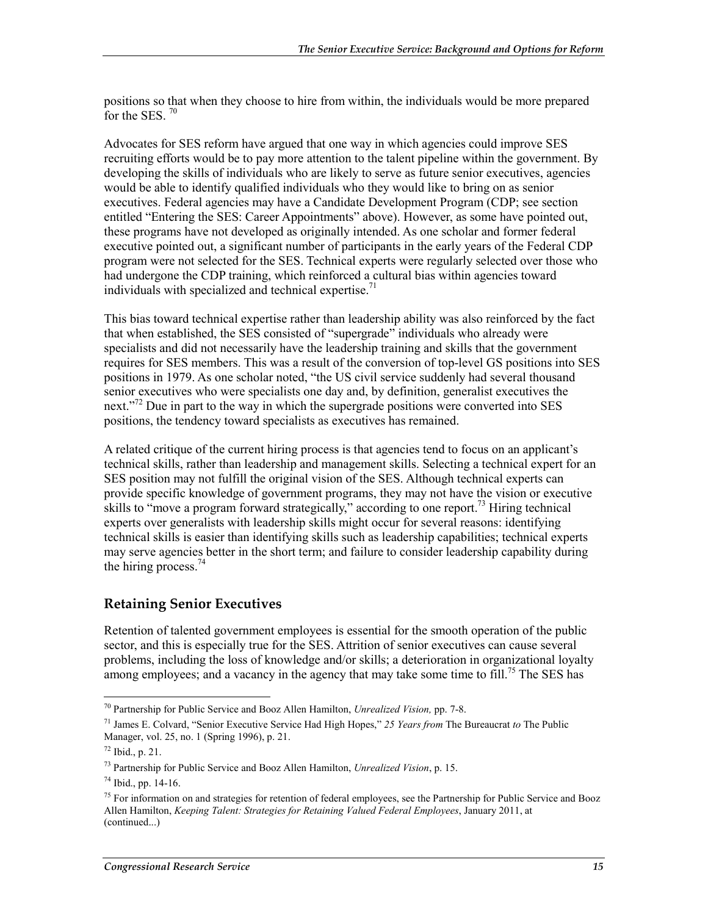positions so that when they choose to hire from within, the individuals would be more prepared for the SES. [70]

Advocates for SES reform have argued that one way in which agencies could improve SES recruiting efforts would be to pay more attention to the talent pipeline within the government. By developing the skills of individuals who are likely to serve as future senior executives, agencies would be able to identify qualified individuals who they would like to bring on as senior executives. Federal agencies may have a Candidate Development Program (CDP; see section entitled "Entering the SES: Career Appointments" above). However, as some have pointed out, these programs have not developed as originally intended. As one scholar and former federal executive pointed out, a significant number of participants in the early years of the Federal CDP program were not selected for the SES. Technical experts were regularly selected over those who had undergone the CDP training, which reinforced a cultural bias within agencies toward individuals with specialized and technical expertise.[71]

This bias toward technical expertise rather than leadership ability was also reinforced by the fact that when established, the SES consisted of "supergrade" individuals who already were specialists and did not necessarily have the leadership training and skills that the government requires for SES members. This was a result of the conversion of top-level GS positions into SES positions in 1979. As one scholar noted, "the US civil service suddenly had several thousand senior executives who were specialists one day and, by definition, generalist executives the next."[72] Due in part to the way in which the supergrade positions were converted into SES positions, the tendency toward specialists as executives has remained.

A related critique of the current hiring process is that agencies tend to focus on an applicant's technical skills, rather than leadership and management skills. Selecting a technical expert for an SES position may not fulfill the original vision of the SES. Although technical experts can provide specific knowledge of government programs, they may not have the vision or executive skills to "move a program forward strategically," according to one report.[73] Hiring technical experts over generalists with leadership skills might occur for several reasons: identifying technical skills is easier than identifying skills such as leadership capabilities; technical experts may serve agencies better in the short term; and failure to consider leadership capability during the hiring process.[74]

## Retaining Senior Executives

Retention of talented government employees is essential for the smooth operation of the public sector, and this is especially true for the SES. Attrition of senior executives can cause several problems, including the loss of knowledge and/or skills; a deterioration in organizational loyalty among employees; and a vacancy in the agency that may take some time to fill.[75] The SES has

---

[70] Partnership for Public Service and Booz Allen Hamilton, *Unrealized Vision,* pp. 7-8.

[71] James E. Colvard, "Senior Executive Service Had High Hopes," *25 Years from* The Bureaucrat *to* The Public Manager, vol. 25, no. 1 (Spring 1996), p. 21.

[72] Ibid., p. 21.

[73] Partnership for Public Service and Booz Allen Hamilton, *Unrealized Vision*, p. 15.

[74] Ibid., pp. 14-16.

[75] For information on and strategies for retention of federal employees, see the Partnership for Public Service and Booz Allen Hamilton, *Keeping Talent: Strategies for Retaining Valued Federal Employees*, January 2011, at (continued...)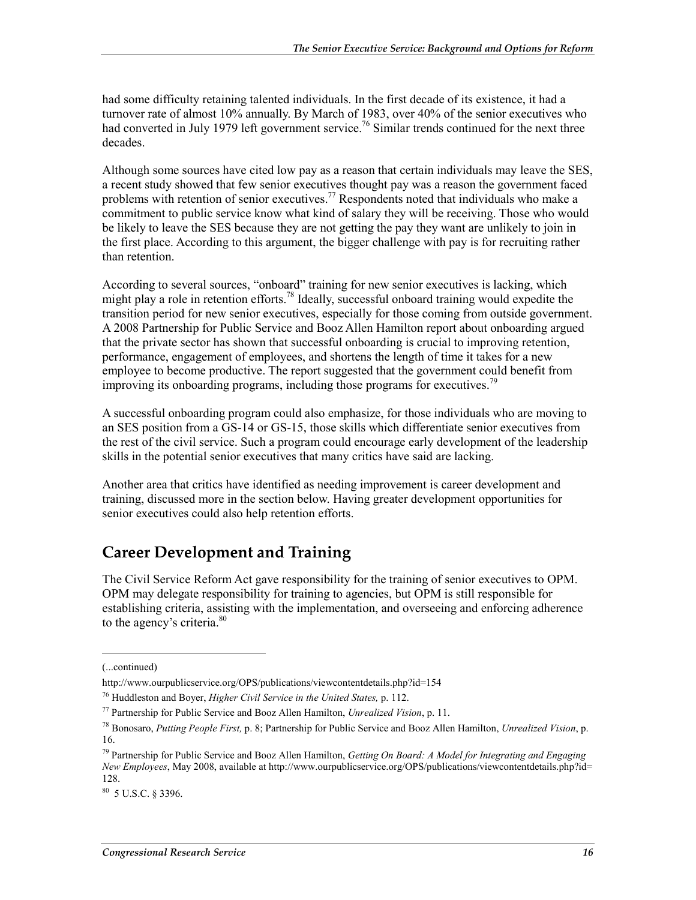had some difficulty retaining talented individuals. In the first decade of its existence, it had a turnover rate of almost 10% annually. By March of 1983, over 40% of the senior executives who had converted in July 1979 left government service.[76] Similar trends continued for the next three decades.

Although some sources have cited low pay as a reason that certain individuals may leave the SES, a recent study showed that few senior executives thought pay was a reason the government faced problems with retention of senior executives.[77] Respondents noted that individuals who make a commitment to public service know what kind of salary they will be receiving. Those who would be likely to leave the SES because they are not getting the pay they want are unlikely to join in the first place. According to this argument, the bigger challenge with pay is for recruiting rather than retention.

According to several sources, "onboard" training for new senior executives is lacking, which might play a role in retention efforts.[78] Ideally, successful onboard training would expedite the transition period for new senior executives, especially for those coming from outside government. A 2008 Partnership for Public Service and Booz Allen Hamilton report about onboarding argued that the private sector has shown that successful onboarding is crucial to improving retention, performance, engagement of employees, and shortens the length of time it takes for a new employee to become productive. The report suggested that the government could benefit from improving its onboarding programs, including those programs for executives.[79]

A successful onboarding program could also emphasize, for those individuals who are moving to an SES position from a GS-14 or GS-15, those skills which differentiate senior executives from the rest of the civil service. Such a program could encourage early development of the leadership skills in the potential senior executives that many critics have said are lacking.

Another area that critics have identified as needing improvement is career development and training, discussed more in the section below. Having greater development opportunities for senior executives could also help retention efforts.

## Career Development and Training

The Civil Service Reform Act gave responsibility for the training of senior executives to OPM. OPM may delegate responsibility for training to agencies, but OPM is still responsible for establishing criteria, assisting with the implementation, and overseeing and enforcing adherence to the agency's criteria.[80]

---

(...continued)

http://www.ourpublicservice.org/OPS/publications/viewcontentdetails.php?id=154

[76] Huddleston and Boyer, *Higher Civil Service in the United States,* p. 112.

[77] Partnership for Public Service and Booz Allen Hamilton, *Unrealized Vision*, p. 11.

[78] Bonosaro, *Putting People First,* p. 8; Partnership for Public Service and Booz Allen Hamilton, *Unrealized Vision*, p. 16.

[79] Partnership for Public Service and Booz Allen Hamilton, *Getting On Board: A Model for Integrating and Engaging New Employees*, May 2008, available at http://www.ourpublicservice.org/OPS/publications/viewcontentdetails.php?id=128.

[80] 5 U.S.C. § 3396.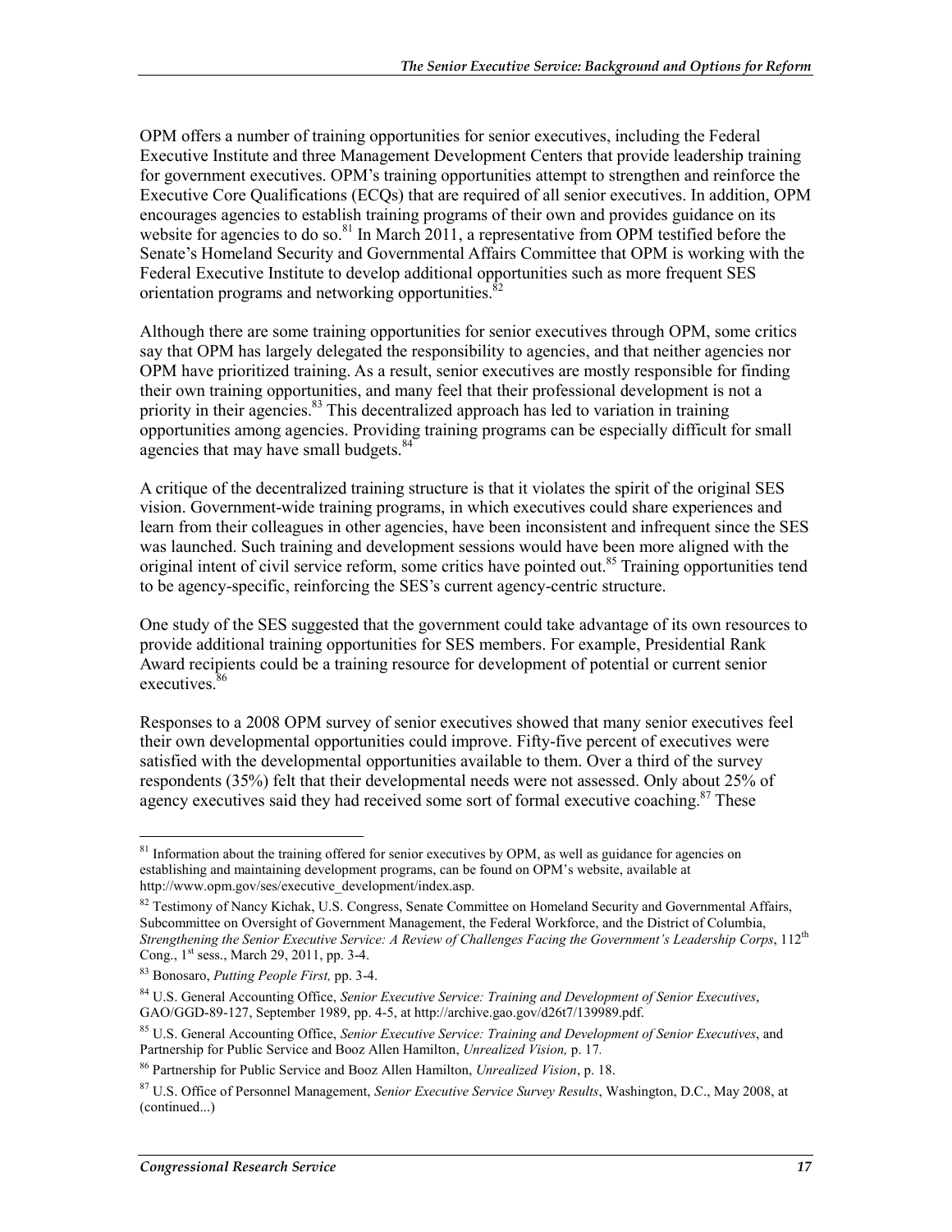OPM offers a number of training opportunities for senior executives, including the Federal Executive Institute and three Management Development Centers that provide leadership training for government executives. OPM's training opportunities attempt to strengthen and reinforce the Executive Core Qualifications (ECQs) that are required of all senior executives. In addition, OPM encourages agencies to establish training programs of their own and provides guidance on its website for agencies to do so.[81] In March 2011, a representative from OPM testified before the Senate's Homeland Security and Governmental Affairs Committee that OPM is working with the Federal Executive Institute to develop additional opportunities such as more frequent SES orientation programs and networking opportunities.[82]

Although there are some training opportunities for senior executives through OPM, some critics say that OPM has largely delegated the responsibility to agencies, and that neither agencies nor OPM have prioritized training. As a result, senior executives are mostly responsible for finding their own training opportunities, and many feel that their professional development is not a priority in their agencies.[83] This decentralized approach has led to variation in training opportunities among agencies. Providing training programs can be especially difficult for small agencies that may have small budgets.[84]

A critique of the decentralized training structure is that it violates the spirit of the original SES vision. Government-wide training programs, in which executives could share experiences and learn from their colleagues in other agencies, have been inconsistent and infrequent since the SES was launched. Such training and development sessions would have been more aligned with the original intent of civil service reform, some critics have pointed out.[85] Training opportunities tend to be agency-specific, reinforcing the SES's current agency-centric structure.

One study of the SES suggested that the government could take advantage of its own resources to provide additional training opportunities for SES members. For example, Presidential Rank Award recipients could be a training resource for development of potential or current senior executives.[86]

Responses to a 2008 OPM survey of senior executives showed that many senior executives feel their own developmental opportunities could improve. Fifty-five percent of executives were satisfied with the developmental opportunities available to them. Over a third of the survey respondents (35%) felt that their developmental needs were not assessed. Only about 25% of agency executives said they had received some sort of formal executive coaching.[87] These

---

[81] Information about the training offered for senior executives by OPM, as well as guidance for agencies on establishing and maintaining development programs, can be found on OPM's website, available at http://www.opm.gov/ses/executive_development/index.asp.

[82] Testimony of Nancy Kichak, U.S. Congress, Senate Committee on Homeland Security and Governmental Affairs, Subcommittee on Oversight of Government Management, the Federal Workforce, and the District of Columbia, *Strengthening the Senior Executive Service: A Review of Challenges Facing the Government's Leadership Corps*, 112th Cong., 1st sess., March 29, 2011, pp. 3-4.

[83] Bonosaro, *Putting People First,* pp. 3-4.

[84] U.S. General Accounting Office, *Senior Executive Service: Training and Development of Senior Executives*, GAO/GGD-89-127, September 1989, pp. 4-5, at http://archive.gao.gov/d26t7/139989.pdf.

[85] U.S. General Accounting Office, *Senior Executive Service: Training and Development of Senior Executives*, and Partnership for Public Service and Booz Allen Hamilton, *Unrealized Vision,* p. 17.

[86] Partnership for Public Service and Booz Allen Hamilton, *Unrealized Vision*, p. 18.

[87] U.S. Office of Personnel Management, *Senior Executive Service Survey Results*, Washington, D.C., May 2008, at (continued...)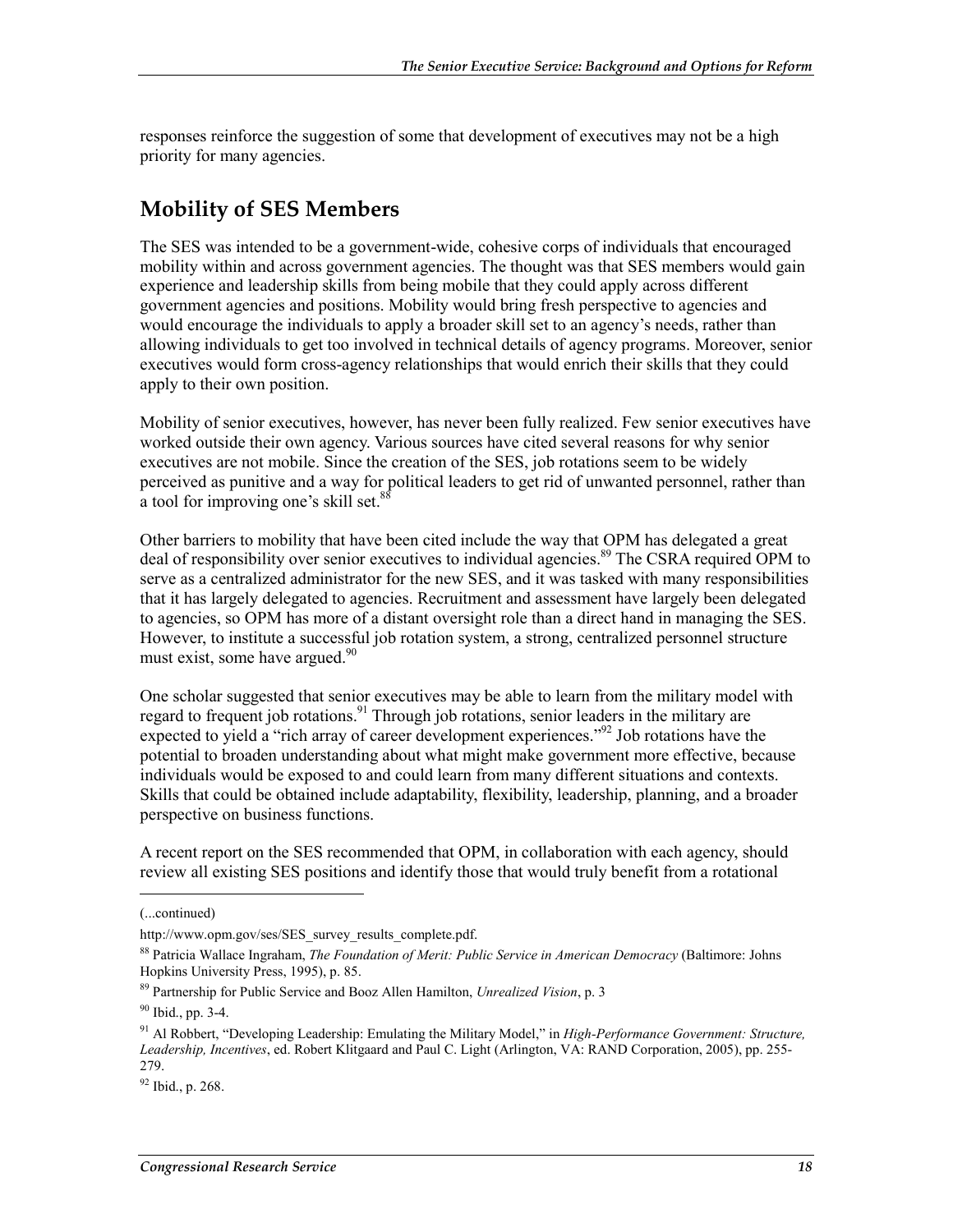responses reinforce the suggestion of some that development of executives may not be a high priority for many agencies.

## Mobility of SES Members

The SES was intended to be a government-wide, cohesive corps of individuals that encouraged mobility within and across government agencies. The thought was that SES members would gain experience and leadership skills from being mobile that they could apply across different government agencies and positions. Mobility would bring fresh perspective to agencies and would encourage the individuals to apply a broader skill set to an agency's needs, rather than allowing individuals to get too involved in technical details of agency programs. Moreover, senior executives would form cross-agency relationships that would enrich their skills that they could apply to their own position.

Mobility of senior executives, however, has never been fully realized. Few senior executives have worked outside their own agency. Various sources have cited several reasons for why senior executives are not mobile. Since the creation of the SES, job rotations seem to be widely perceived as punitive and a way for political leaders to get rid of unwanted personnel, rather than a tool for improving one's skill set.[88]

Other barriers to mobility that have been cited include the way that OPM has delegated a great deal of responsibility over senior executives to individual agencies.[89] The CSRA required OPM to serve as a centralized administrator for the new SES, and it was tasked with many responsibilities that it has largely delegated to agencies. Recruitment and assessment have largely been delegated to agencies, so OPM has more of a distant oversight role than a direct hand in managing the SES. However, to institute a successful job rotation system, a strong, centralized personnel structure must exist, some have argued.[90]

One scholar suggested that senior executives may be able to learn from the military model with regard to frequent job rotations.[91] Through job rotations, senior leaders in the military are expected to yield a "rich array of career development experiences."[92] Job rotations have the potential to broaden understanding about what might make government more effective, because individuals would be exposed to and could learn from many different situations and contexts. Skills that could be obtained include adaptability, flexibility, leadership, planning, and a broader perspective on business functions.

A recent report on the SES recommended that OPM, in collaboration with each agency, should review all existing SES positions and identify those that would truly benefit from a rotational

---

(...continued)

http://www.opm.gov/ses/SES_survey_results_complete.pdf.

[88] Patricia Wallace Ingraham, *The Foundation of Merit: Public Service in American Democracy* (Baltimore: Johns Hopkins University Press, 1995), p. 85.

[89] Partnership for Public Service and Booz Allen Hamilton, *Unrealized Vision*, p. 3

[90] Ibid., pp. 3-4.

[91] Al Robbert, "Developing Leadership: Emulating the Military Model," in *High-Performance Government: Structure, Leadership, Incentives*, ed. Robert Klitgaard and Paul C. Light (Arlington, VA: RAND Corporation, 2005), pp. 255-279.

[92] Ibid., p. 268.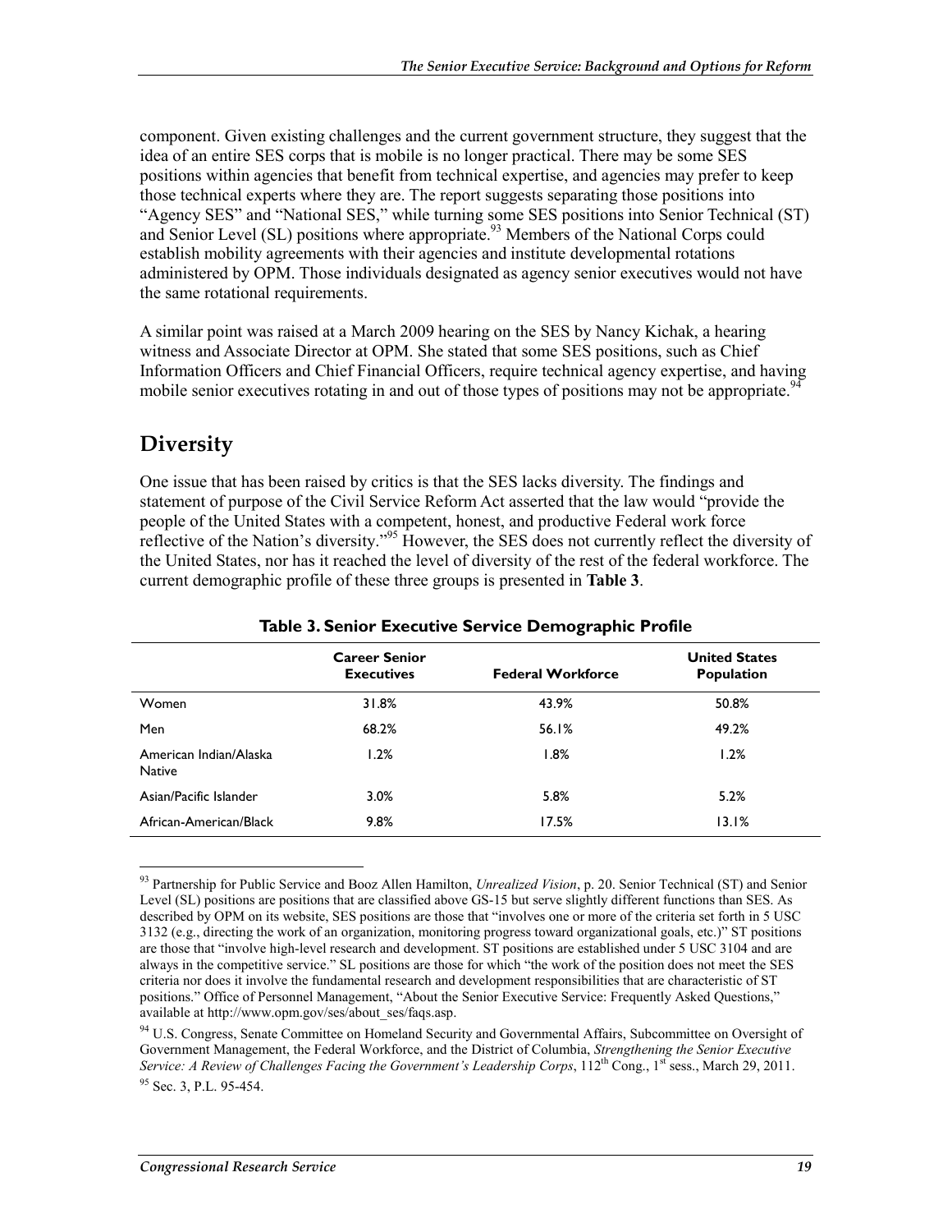component. Given existing challenges and the current government structure, they suggest that the idea of an entire SES corps that is mobile is no longer practical. There may be some SES positions within agencies that benefit from technical expertise, and agencies may prefer to keep those technical experts where they are. The report suggests separating those positions into "Agency SES" and "National SES," while turning some SES positions into Senior Technical (ST) and Senior Level (SL) positions where appropriate.[93] Members of the National Corps could establish mobility agreements with their agencies and institute developmental rotations administered by OPM. Those individuals designated as agency senior executives would not have the same rotational requirements.

A similar point was raised at a March 2009 hearing on the SES by Nancy Kichak, a hearing witness and Associate Director at OPM. She stated that some SES positions, such as Chief Information Officers and Chief Financial Officers, require technical agency expertise, and having mobile senior executives rotating in and out of those types of positions may not be appropriate.[94]

## Diversity

One issue that has been raised by critics is that the SES lacks diversity. The findings and statement of purpose of the Civil Service Reform Act asserted that the law would "provide the people of the United States with a competent, honest, and productive Federal work force reflective of the Nation's diversity."[95] However, the SES does not currently reflect the diversity of the United States, nor has it reached the level of diversity of the rest of the federal workforce. The current demographic profile of these three groups is presented in **Table 3**.

**Table 3. Senior Executive Service Demographic Profile**

| | Career Senior Executives | Federal Workforce | United States Population |
|---|---|---|---|
| Women | 31.8% | 43.9% | 50.8% |
| Men | 68.2% | 56.1% | 49.2% |
| American Indian/Alaska Native | 1.2% | 1.8% | 1.2% |
| Asian/Pacific Islander | 3.0% | 5.8% | 5.2% |
| African-American/Black | 9.8% | 17.5% | 13.1% |

---

[93] Partnership for Public Service and Booz Allen Hamilton, *Unrealized Vision*, p. 20. Senior Technical (ST) and Senior Level (SL) positions are positions that are classified above GS-15 but serve slightly different functions than SES. As described by OPM on its website, SES positions are those that "involves one or more of the criteria set forth in 5 USC 3132 (e.g., directing the work of an organization, monitoring progress toward organizational goals, etc.)" ST positions are those that "involve high-level research and development. ST positions are established under 5 USC 3104 and are always in the competitive service." SL positions are those for which "the work of the position does not meet the SES criteria nor does it involve the fundamental research and development responsibilities that are characteristic of ST positions." Office of Personnel Management, "About the Senior Executive Service: Frequently Asked Questions," available at http://www.opm.gov/ses/about_ses/faqs.asp.

[94] U.S. Congress, Senate Committee on Homeland Security and Governmental Affairs, Subcommittee on Oversight of Government Management, the Federal Workforce, and the District of Columbia, *Strengthening the Senior Executive Service: A Review of Challenges Facing the Government's Leadership Corps*, 112th Cong., 1st sess., March 29, 2011.

[95] Sec. 3, P.L. 95-454.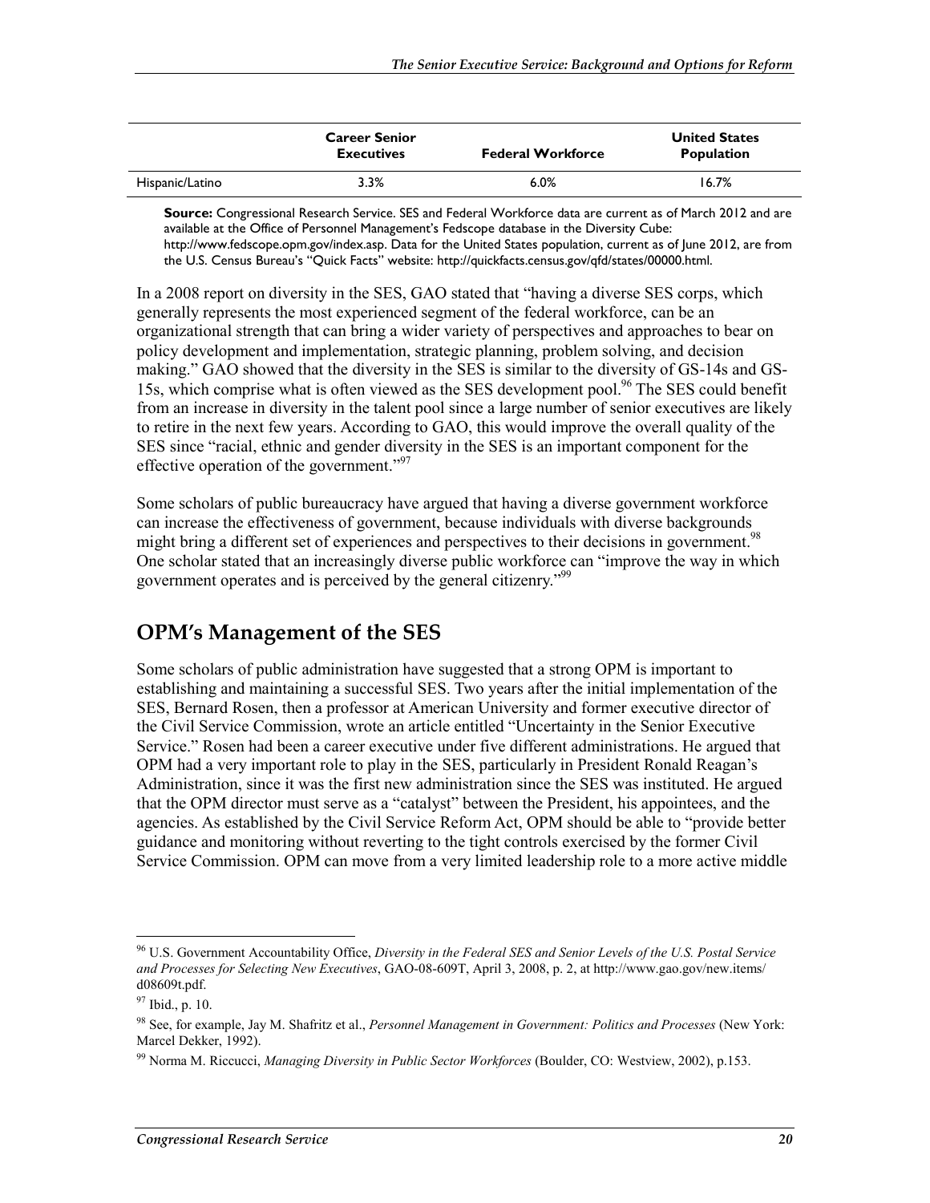| | Career Senior Executives | Federal Workforce | United States Population |
|---|---|---|---|
| Hispanic/Latino | 3.3% | 6.0% | 16.7% |

**Source:** Congressional Research Service. SES and Federal Workforce data are current as of March 2012 and are available at the Office of Personnel Management's Fedscope database in the Diversity Cube: http://www.fedscope.opm.gov/index.asp. Data for the United States population, current as of June 2012, are from the U.S. Census Bureau's "Quick Facts" website: http://quickfacts.census.gov/qfd/states/00000.html.

In a 2008 report on diversity in the SES, GAO stated that "having a diverse SES corps, which generally represents the most experienced segment of the federal workforce, can be an organizational strength that can bring a wider variety of perspectives and approaches to bear on policy development and implementation, strategic planning, problem solving, and decision making." GAO showed that the diversity in the SES is similar to the diversity of GS-14s and GS-15s, which comprise what is often viewed as the SES development pool.[96] The SES could benefit from an increase in diversity in the talent pool since a large number of senior executives are likely to retire in the next few years. According to GAO, this would improve the overall quality of the SES since "racial, ethnic and gender diversity in the SES is an important component for the effective operation of the government."[97]

Some scholars of public bureaucracy have argued that having a diverse government workforce can increase the effectiveness of government, because individuals with diverse backgrounds might bring a different set of experiences and perspectives to their decisions in government.[98] One scholar stated that an increasingly diverse public workforce can "improve the way in which government operates and is perceived by the general citizenry."[99]

## OPM's Management of the SES

Some scholars of public administration have suggested that a strong OPM is important to establishing and maintaining a successful SES. Two years after the initial implementation of the SES, Bernard Rosen, then a professor at American University and former executive director of the Civil Service Commission, wrote an article entitled "Uncertainty in the Senior Executive Service." Rosen had been a career executive under five different administrations. He argued that OPM had a very important role to play in the SES, particularly in President Ronald Reagan's Administration, since it was the first new administration since the SES was instituted. He argued that the OPM director must serve as a "catalyst" between the President, his appointees, and the agencies. As established by the Civil Service Reform Act, OPM should be able to "provide better guidance and monitoring without reverting to the tight controls exercised by the former Civil Service Commission. OPM can move from a very limited leadership role to a more active middle

---

[96] U.S. Government Accountability Office, *Diversity in the Federal SES and Senior Levels of the U.S. Postal Service and Processes for Selecting New Executives*, GAO-08-609T, April 3, 2008, p. 2, at http://www.gao.gov/new.items/d08609t.pdf.

[97] Ibid., p. 10.

[98] See, for example, Jay M. Shafritz et al., *Personnel Management in Government: Politics and Processes* (New York: Marcel Dekker, 1992).

[99] Norma M. Riccucci, *Managing Diversity in Public Sector Workforces* (Boulder, CO: Westview, 2002), p.153.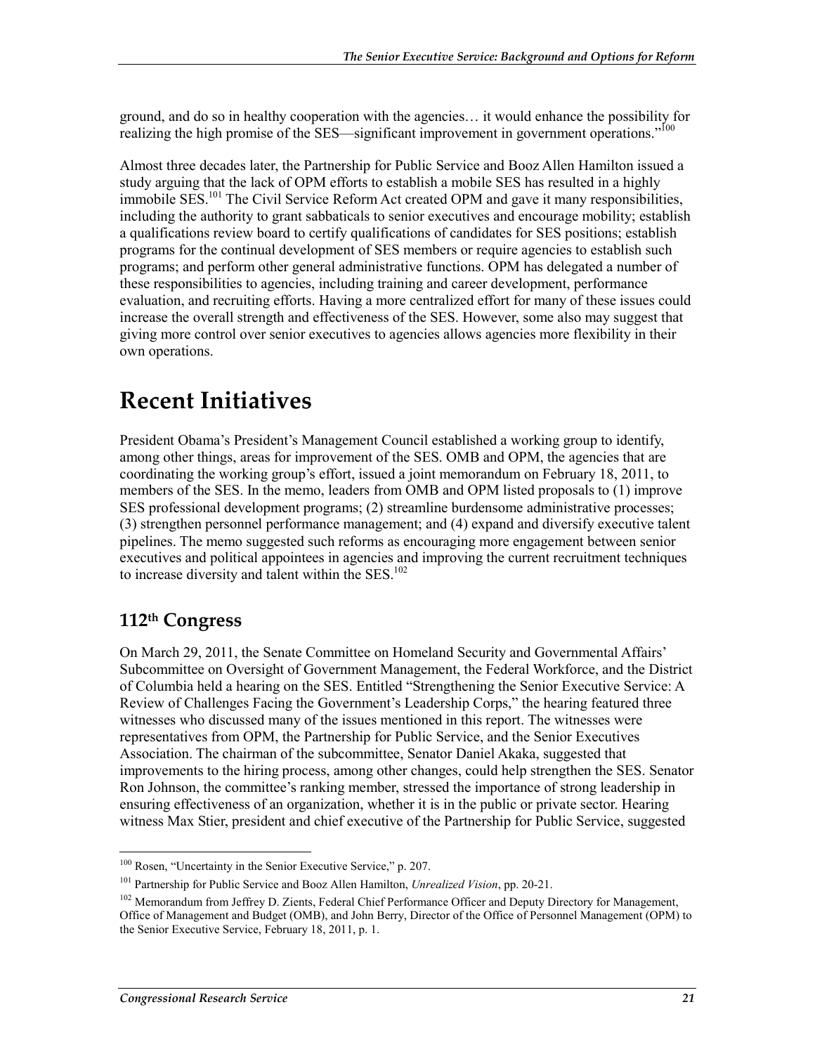ground, and do so in healthy cooperation with the agencies… it would enhance the possibility for realizing the high promise of the SES—significant improvement in government operations."[100]

Almost three decades later, the Partnership for Public Service and Booz Allen Hamilton issued a study arguing that the lack of OPM efforts to establish a mobile SES has resulted in a highly immobile SES.[101] The Civil Service Reform Act created OPM and gave it many responsibilities, including the authority to grant sabbaticals to senior executives and encourage mobility; establish a qualifications review board to certify qualifications of candidates for SES positions; establish programs for the continual development of SES members or require agencies to establish such programs; and perform other general administrative functions. OPM has delegated a number of these responsibilities to agencies, including training and career development, performance evaluation, and recruiting efforts. Having a more centralized effort for many of these issues could increase the overall strength and effectiveness of the SES. However, some also may suggest that giving more control over senior executives to agencies allows agencies more flexibility in their own operations.

# Recent Initiatives

President Obama's President's Management Council established a working group to identify, among other things, areas for improvement of the SES. OMB and OPM, the agencies that are coordinating the working group's effort, issued a joint memorandum on February 18, 2011, to members of the SES. In the memo, leaders from OMB and OPM listed proposals to (1) improve SES professional development programs; (2) streamline burdensome administrative processes; (3) strengthen personnel performance management; and (4) expand and diversify executive talent pipelines. The memo suggested such reforms as encouraging more engagement between senior executives and political appointees in agencies and improving the current recruitment techniques to increase diversity and talent within the SES.[102]

## 112th Congress

On March 29, 2011, the Senate Committee on Homeland Security and Governmental Affairs' Subcommittee on Oversight of Government Management, the Federal Workforce, and the District of Columbia held a hearing on the SES. Entitled "Strengthening the Senior Executive Service: A Review of Challenges Facing the Government's Leadership Corps," the hearing featured three witnesses who discussed many of the issues mentioned in this report. The witnesses were representatives from OPM, the Partnership for Public Service, and the Senior Executives Association. The chairman of the subcommittee, Senator Daniel Akaka, suggested that improvements to the hiring process, among other changes, could help strengthen the SES. Senator Ron Johnson, the committee's ranking member, stressed the importance of strong leadership in ensuring effectiveness of an organization, whether it is in the public or private sector. Hearing witness Max Stier, president and chief executive of the Partnership for Public Service, suggested

---

[100] Rosen, "Uncertainty in the Senior Executive Service," p. 207.

[101] Partnership for Public Service and Booz Allen Hamilton, *Unrealized Vision*, pp. 20-21.

[102] Memorandum from Jeffrey D. Zients, Federal Chief Performance Officer and Deputy Directory for Management, Office of Management and Budget (OMB), and John Berry, Director of the Office of Personnel Management (OPM) to the Senior Executive Service, February 18, 2011, p. 1.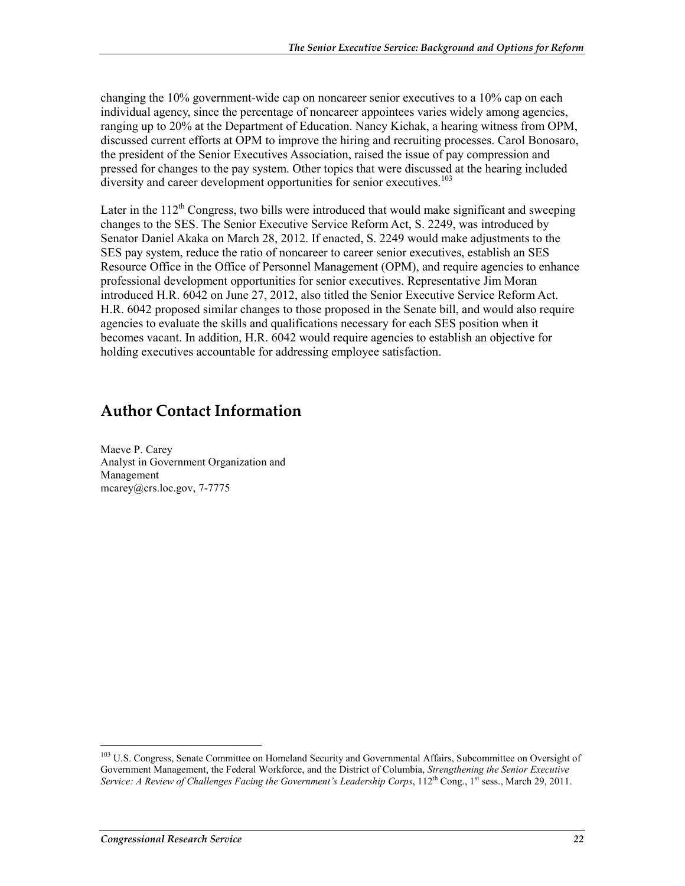changing the 10% government-wide cap on noncareer senior executives to a 10% cap on each individual agency, since the percentage of noncareer appointees varies widely among agencies, ranging up to 20% at the Department of Education. Nancy Kichak, a hearing witness from OPM, discussed current efforts at OPM to improve the hiring and recruiting processes. Carol Bonosaro, the president of the Senior Executives Association, raised the issue of pay compression and pressed for changes to the pay system. Other topics that were discussed at the hearing included diversity and career development opportunities for senior executives.[103]

Later in the 112th Congress, two bills were introduced that would make significant and sweeping changes to the SES. The Senior Executive Service Reform Act, S. 2249, was introduced by Senator Daniel Akaka on March 28, 2012. If enacted, S. 2249 would make adjustments to the SES pay system, reduce the ratio of noncareer to career senior executives, establish an SES Resource Office in the Office of Personnel Management (OPM), and require agencies to enhance professional development opportunities for senior executives. Representative Jim Moran introduced H.R. 6042 on June 27, 2012, also titled the Senior Executive Service Reform Act. H.R. 6042 proposed similar changes to those proposed in the Senate bill, and would also require agencies to evaluate the skills and qualifications necessary for each SES position when it becomes vacant. In addition, H.R. 6042 would require agencies to establish an objective for holding executives accountable for addressing employee satisfaction.

## Author Contact Information

Maeve P. Carey
Analyst in Government Organization and Management
mcarey@crs.loc.gov, 7-7775

---

[103] U.S. Congress, Senate Committee on Homeland Security and Governmental Affairs, Subcommittee on Oversight of Government Management, the Federal Workforce, and the District of Columbia, *Strengthening the Senior Executive Service: A Review of Challenges Facing the Government's Leadership Corps*, 112th Cong., 1st sess., March 29, 2011.